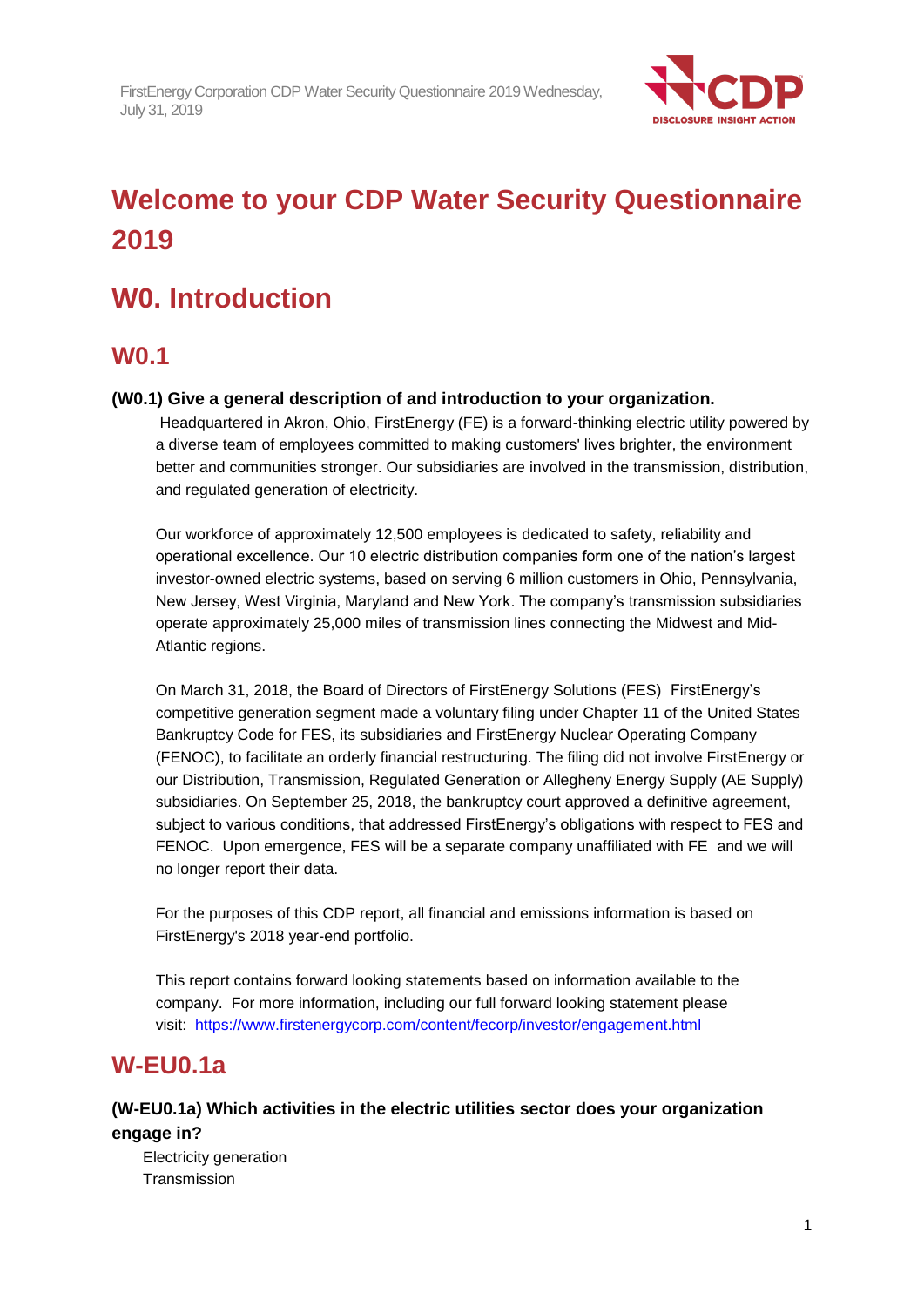# Welcome to your CDP Water Security Questionnaire 2019

## W0. Introduction

### W0.1

**(W0.1) Give a general description of and introduction to your organization.**

Headquartered in Akron, Ohio, FirstEnergy (FE) is a forward-thinking electric utility powered by a diverse team of employees committed to making customers' lives brighter, the environment better and communities stronger. Our subsidiaries are involved in the transmission, distribution, and regulated generation of electricity.

Our workforce of approximately 12,500 employees is dedicated to safety, reliability and operational excellence. Our 10 electric distribution companies form one of the nation's largest investor-owned electric systems, based on serving 6 million customers in Ohio, Pennsylvania, New Jersey, West Virginia, Maryland and New York. The company's transmission subsidiaries operate approximately 25,000 miles of transmission lines connecting the Midwest and Mid-Atlantic regions.

On March 31, 2018, the Board of Directors of FirstEnergy Solutions (FES) FirstEnergy's competitive generation segment made a voluntary filing under Chapter 11 of the United States Bankruptcy Code for FES, its subsidiaries and FirstEnergy Nuclear Operating Company (FENOC), to facilitate an orderly financial restructuring. The filing did not involve FirstEnergy or our Distribution, Transmission, Regulated Generation or Allegheny Energy Supply (AE Supply) subsidiaries. On September 25, 2018, the bankruptcy court approved a definitive agreement, subject to various conditions, that addressed FirstEnergy's obligations with respect to FES and FENOC. Upon emergence, FES will be a separate company unaffiliated with FE and we will no longer report their data.

For the purposes of this CDP report, all financial and emissions information is based on FirstEnergy's 2018 year-end portfolio.

This report contains forward looking statements based on information available to the company. For more information, including our full forward looking statement please visit: https://www.firstenergycorp.com/content/fecorp/investor/engagement.html

### W-EU0.1a

**(W-EU0.1a) Which activities in the electric utilities sector does your organization engage in?**

Electricity generation
Transmission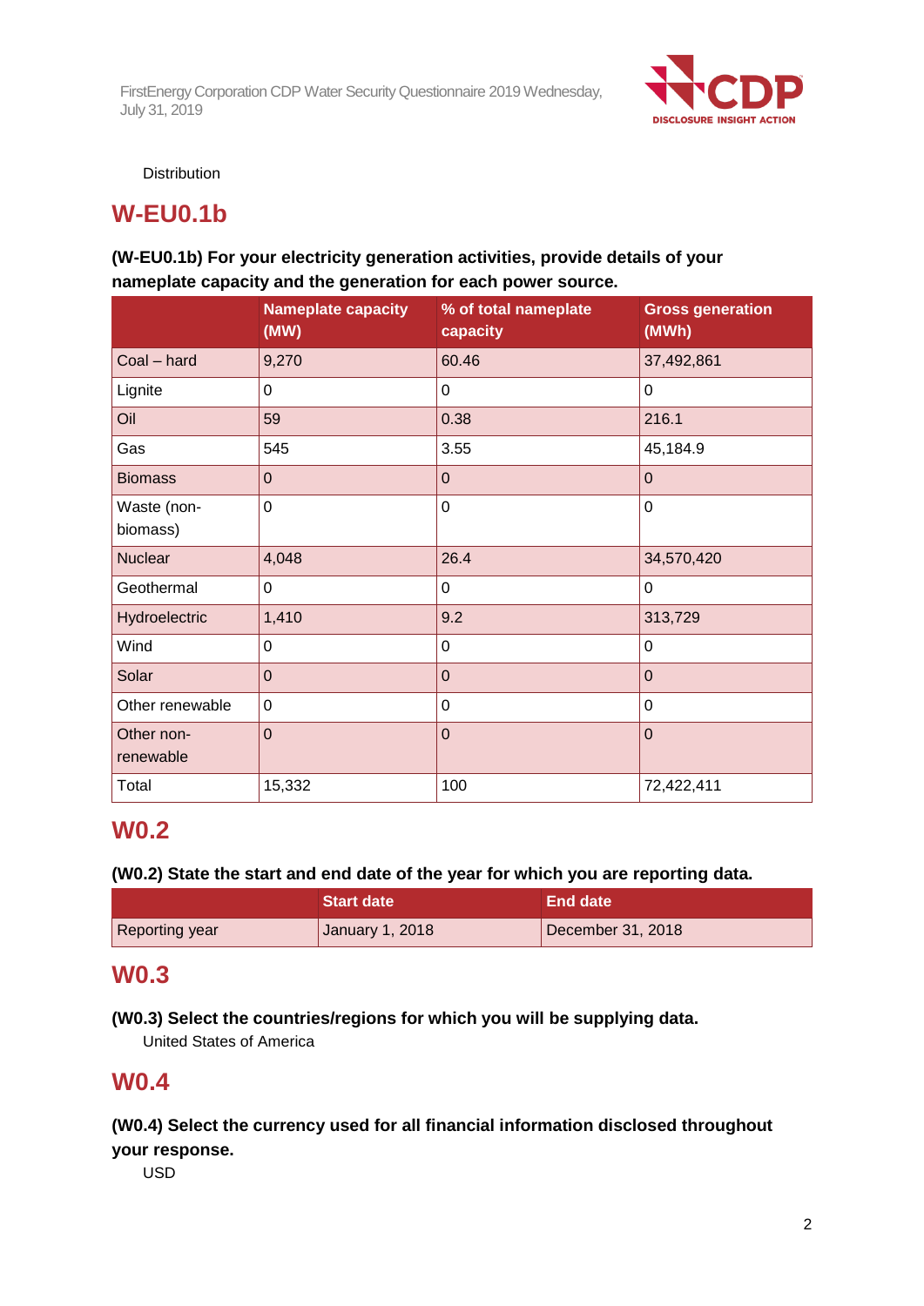Distribution

## W-EU0.1b

**(W-EU0.1b) For your electricity generation activities, provide details of your nameplate capacity and the generation for each power source.**

| | Nameplate capacity (MW) | % of total nameplate capacity | Gross generation (MWh) |
|---|---|---|---|
| Coal – hard | 9,270 | 60.46 | 37,492,861 |
| Lignite | 0 | 0 | 0 |
| Oil | 59 | 0.38 | 216.1 |
| Gas | 545 | 3.55 | 45,184.9 |
| Biomass | 0 | 0 | 0 |
| Waste (non-biomass) | 0 | 0 | 0 |
| Nuclear | 4,048 | 26.4 | 34,570,420 |
| Geothermal | 0 | 0 | 0 |
| Hydroelectric | 1,410 | 9.2 | 313,729 |
| Wind | 0 | 0 | 0 |
| Solar | 0 | 0 | 0 |
| Other renewable | 0 | 0 | 0 |
| Other non-renewable | 0 | 0 | 0 |
| Total | 15,332 | 100 | 72,422,411 |

## W0.2

**(W0.2) State the start and end date of the year for which you are reporting data.**

| | Start date | End date |
|---|---|---|
| Reporting year | January 1, 2018 | December 31, 2018 |

## W0.3

**(W0.3) Select the countries/regions for which you will be supplying data.**

United States of America

## W0.4

**(W0.4) Select the currency used for all financial information disclosed throughout your response.**

USD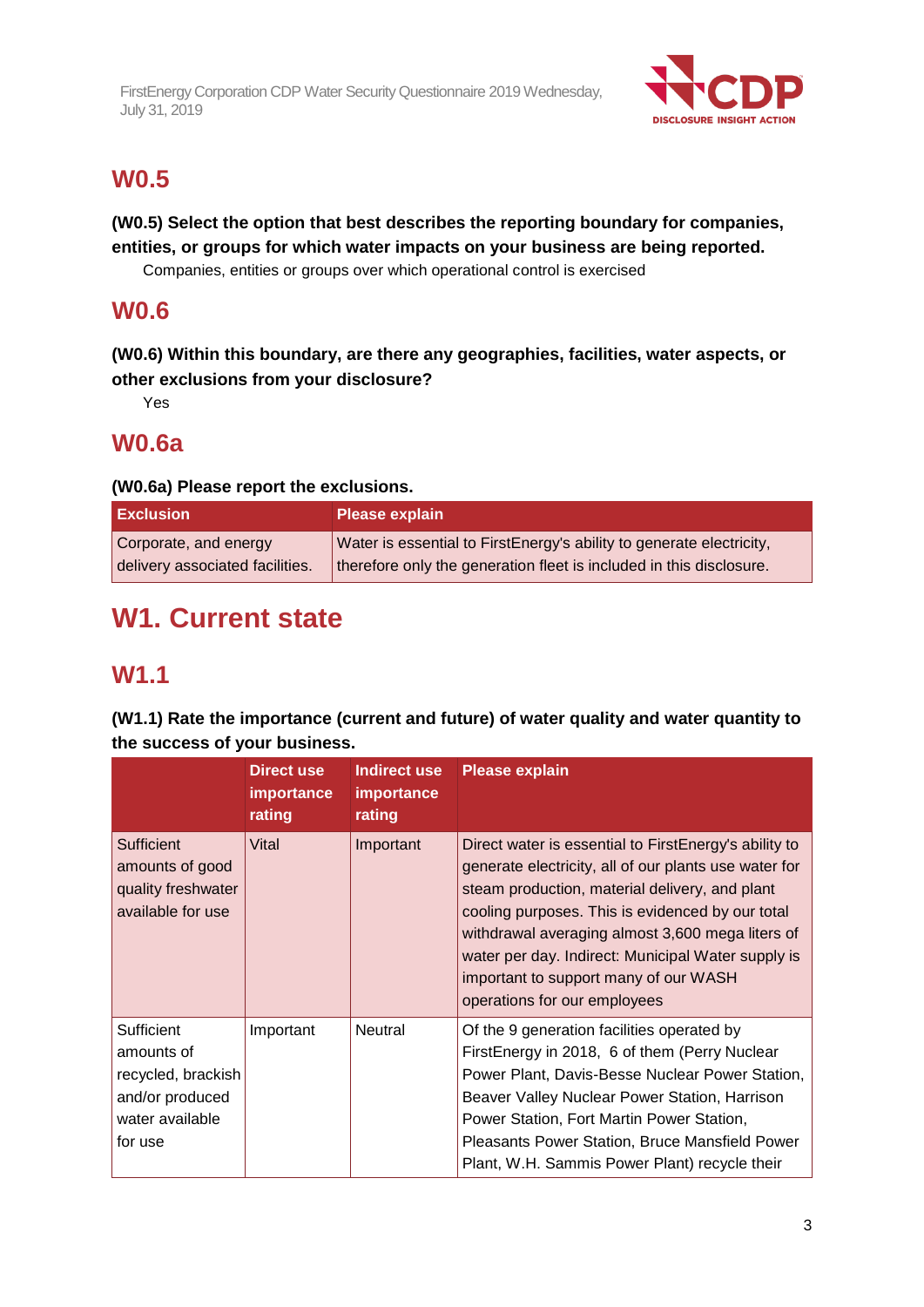## W0.5

**(W0.5) Select the option that best describes the reporting boundary for companies, entities, or groups for which water impacts on your business are being reported.**

Companies, entities or groups over which operational control is exercised

## W0.6

**(W0.6) Within this boundary, are there any geographies, facilities, water aspects, or other exclusions from your disclosure?**

Yes

## W0.6a

**(W0.6a) Please report the exclusions.**

| Exclusion | Please explain |
|---|---|
| Corporate, and energy delivery associated facilities. | Water is essential to FirstEnergy's ability to generate electricity, therefore only the generation fleet is included in this disclosure. |

# W1. Current state

## W1.1

**(W1.1) Rate the importance (current and future) of water quality and water quantity to the success of your business.**

| | Direct use importance rating | Indirect use importance rating | Please explain |
|---|---|---|---|
| Sufficient amounts of good quality freshwater available for use | Vital | Important | Direct water is essential to FirstEnergy's ability to generate electricity, all of our plants use water for steam production, material delivery, and plant cooling purposes. This is evidenced by our total withdrawal averaging almost 3,600 mega liters of water per day. Indirect: Municipal Water supply is important to support many of our WASH operations for our employees |
| Sufficient amounts of recycled, brackish and/or produced water available for use | Important | Neutral | Of the 9 generation facilities operated by FirstEnergy in 2018, 6 of them (Perry Nuclear Power Plant, Davis-Besse Nuclear Power Station, Beaver Valley Nuclear Power Station, Harrison Power Station, Fort Martin Power Station, Pleasants Power Station, Bruce Mansfield Power Plant, W.H. Sammis Power Plant) recycle their |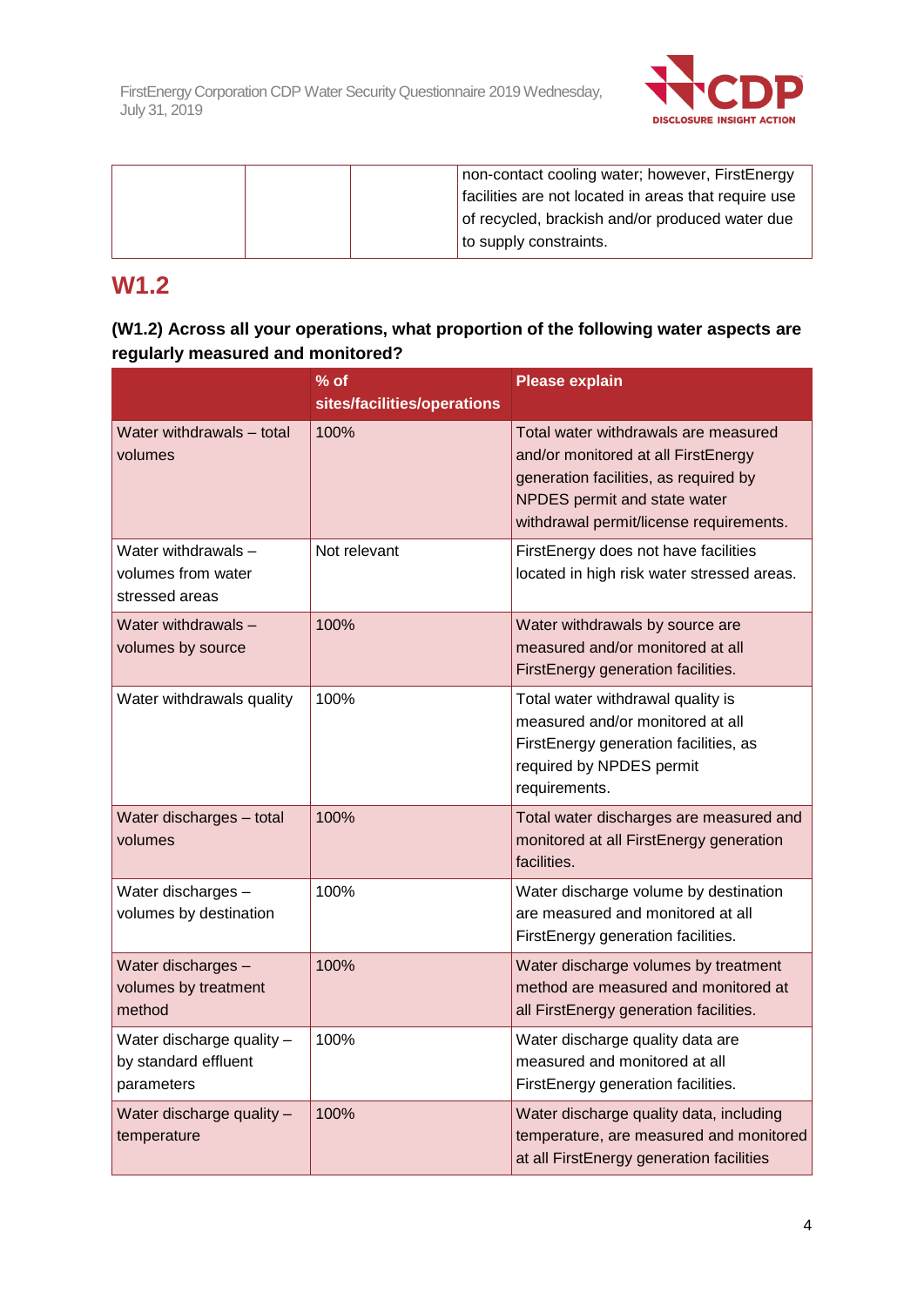| | | | non-contact cooling water; however, FirstEnergy facilities are not located in areas that require use of recycled, brackish and/or produced water due to supply constraints. |
|---|---|---|---|

## W1.2

**(W1.2) Across all your operations, what proportion of the following water aspects are regularly measured and monitored?**

| | % of sites/facilities/operations | Please explain |
|---|---|---|
| Water withdrawals – total volumes | 100% | Total water withdrawals are measured and/or monitored at all FirstEnergy generation facilities, as required by NPDES permit and state water withdrawal permit/license requirements. |
| Water withdrawals – volumes from water stressed areas | Not relevant | FirstEnergy does not have facilities located in high risk water stressed areas. |
| Water withdrawals – volumes by source | 100% | Water withdrawals by source are measured and/or monitored at all FirstEnergy generation facilities. |
| Water withdrawals quality | 100% | Total water withdrawal quality is measured and/or monitored at all FirstEnergy generation facilities, as required by NPDES permit requirements. |
| Water discharges – total volumes | 100% | Total water discharges are measured and monitored at all FirstEnergy generation facilities. |
| Water discharges – volumes by destination | 100% | Water discharge volume by destination are measured and monitored at all FirstEnergy generation facilities. |
| Water discharges – volumes by treatment method | 100% | Water discharge volumes by treatment method are measured and monitored at all FirstEnergy generation facilities. |
| Water discharge quality – by standard effluent parameters | 100% | Water discharge quality data are measured and monitored at all FirstEnergy generation facilities. |
| Water discharge quality – temperature | 100% | Water discharge quality data, including temperature, are measured and monitored at all FirstEnergy generation facilities |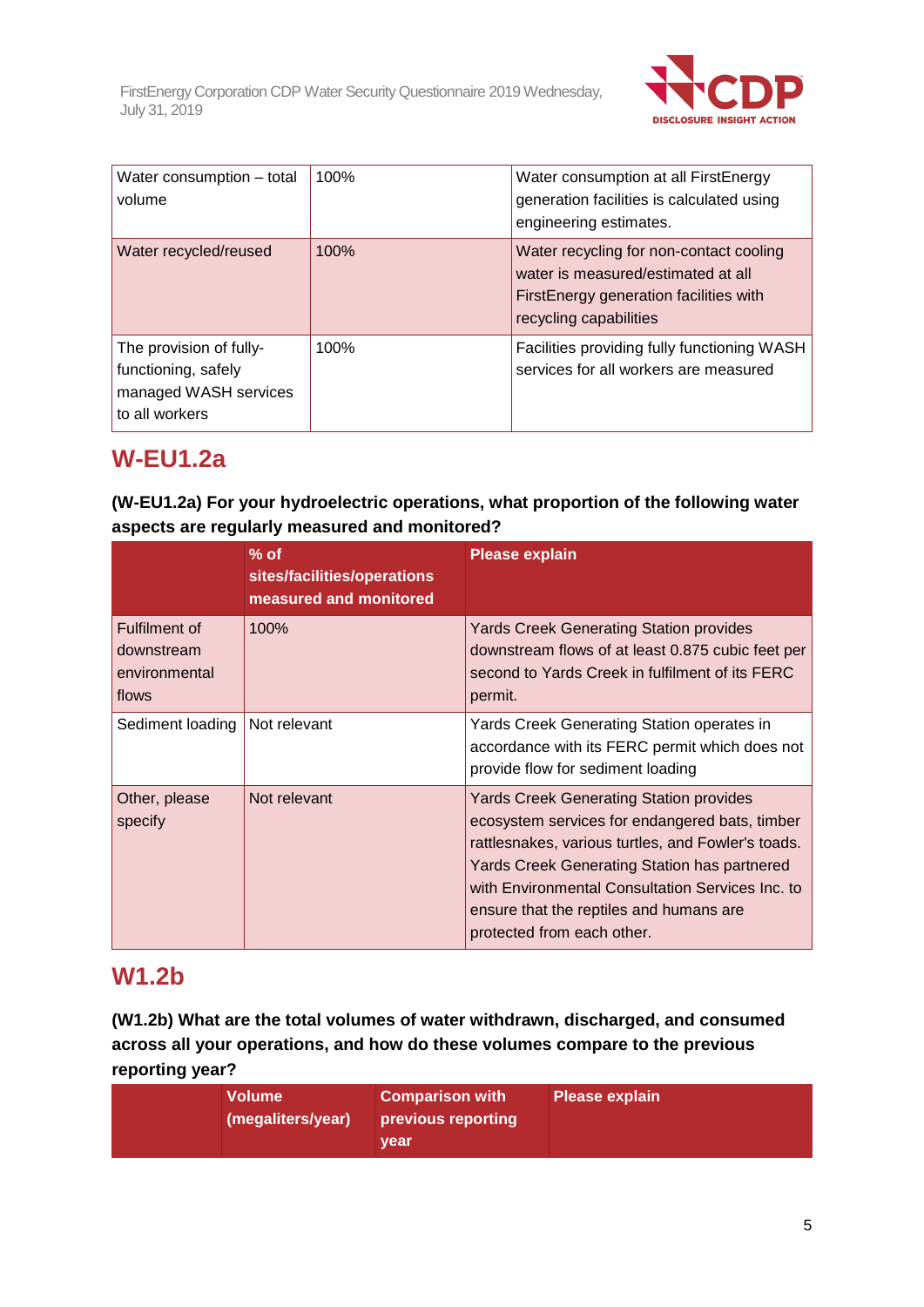| | | |
|---|---|---|
| Water consumption – total volume | 100% | Water consumption at all FirstEnergy generation facilities is calculated using engineering estimates. |
| Water recycled/reused | 100% | Water recycling for non-contact cooling water is measured/estimated at all FirstEnergy generation facilities with recycling capabilities |
| The provision of fully-functioning, safely managed WASH services to all workers | 100% | Facilities providing fully functioning WASH services for all workers are measured |

## W-EU1.2a

**(W-EU1.2a) For your hydroelectric operations, what proportion of the following water aspects are regularly measured and monitored?**

| | % of sites/facilities/operations measured and monitored | Please explain |
|---|---|---|
| Fulfilment of downstream environmental flows | 100% | Yards Creek Generating Station provides downstream flows of at least 0.875 cubic feet per second to Yards Creek in fulfilment of its FERC permit. |
| Sediment loading | Not relevant | Yards Creek Generating Station operates in accordance with its FERC permit which does not provide flow for sediment loading |
| Other, please specify | Not relevant | Yards Creek Generating Station provides ecosystem services for endangered bats, timber rattlesnakes, various turtles, and Fowler's toads. Yards Creek Generating Station has partnered with Environmental Consultation Services Inc. to ensure that the reptiles and humans are protected from each other. |

## W1.2b

**(W1.2b) What are the total volumes of water withdrawn, discharged, and consumed across all your operations, and how do these volumes compare to the previous reporting year?**

| | Volume (megaliters/year) | Comparison with previous reporting year | Please explain |
|---|---|---|---|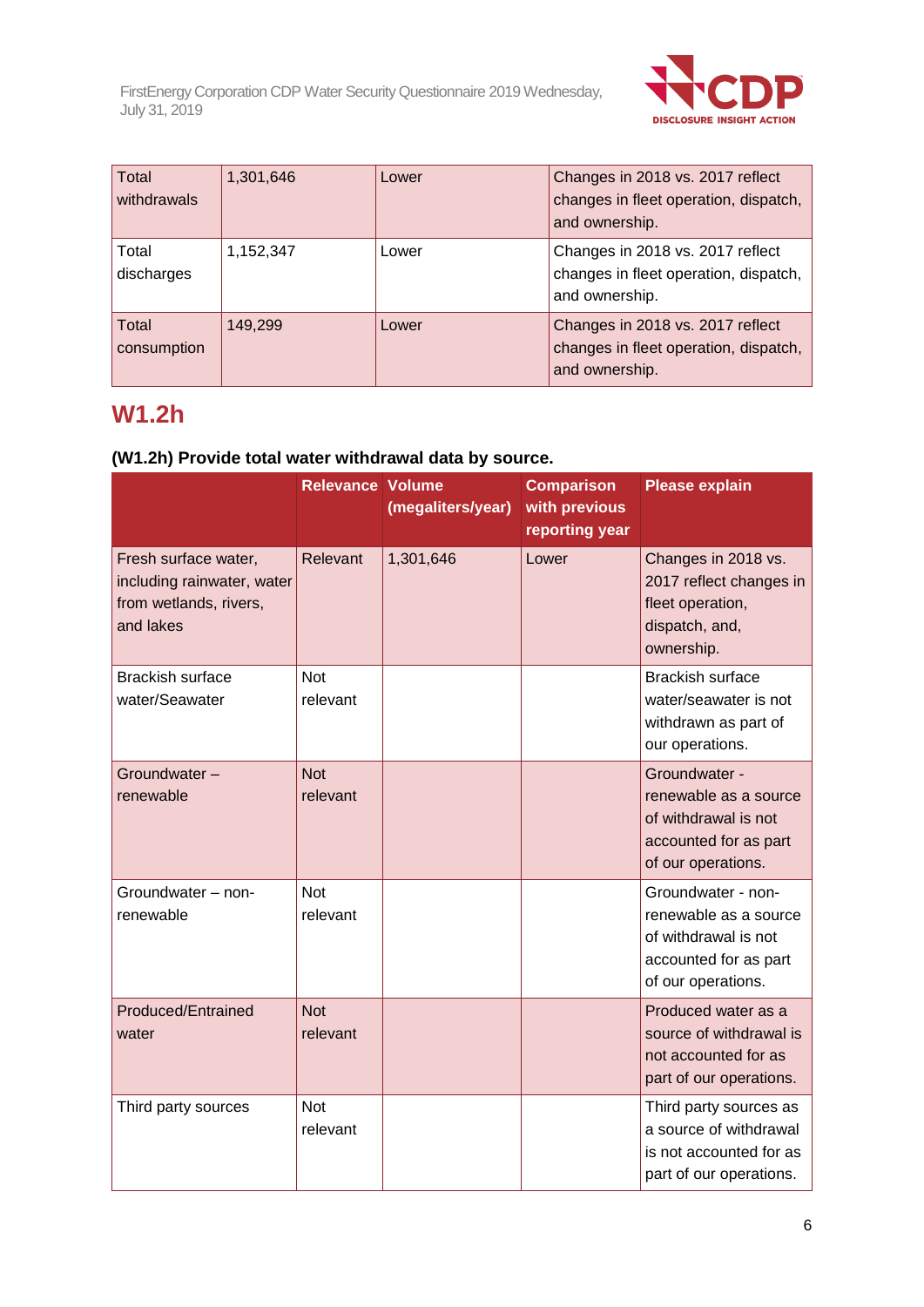| | | | |
|---|---|---|---|
| Total withdrawals | 1,301,646 | Lower | Changes in 2018 vs. 2017 reflect changes in fleet operation, dispatch, and ownership. |
| Total discharges | 1,152,347 | Lower | Changes in 2018 vs. 2017 reflect changes in fleet operation, dispatch, and ownership. |
| Total consumption | 149,299 | Lower | Changes in 2018 vs. 2017 reflect changes in fleet operation, dispatch, and ownership. |

## W1.2h

**(W1.2h) Provide total water withdrawal data by source.**

| | Relevance | Volume (megaliters/year) | Comparison with previous reporting year | Please explain |
|---|---|---|---|---|
| Fresh surface water, including rainwater, water from wetlands, rivers, and lakes | Relevant | 1,301,646 | Lower | Changes in 2018 vs. 2017 reflect changes in fleet operation, dispatch, and, ownership. |
| Brackish surface water/Seawater | Not relevant | | | Brackish surface water/seawater is not withdrawn as part of our operations. |
| Groundwater – renewable | Not relevant | | | Groundwater - renewable as a source of withdrawal is not accounted for as part of our operations. |
| Groundwater – non-renewable | Not relevant | | | Groundwater - non-renewable as a source of withdrawal is not accounted for as part of our operations. |
| Produced/Entrained water | Not relevant | | | Produced water as a source of withdrawal is not accounted for as part of our operations. |
| Third party sources | Not relevant | | | Third party sources as a source of withdrawal is not accounted for as part of our operations. |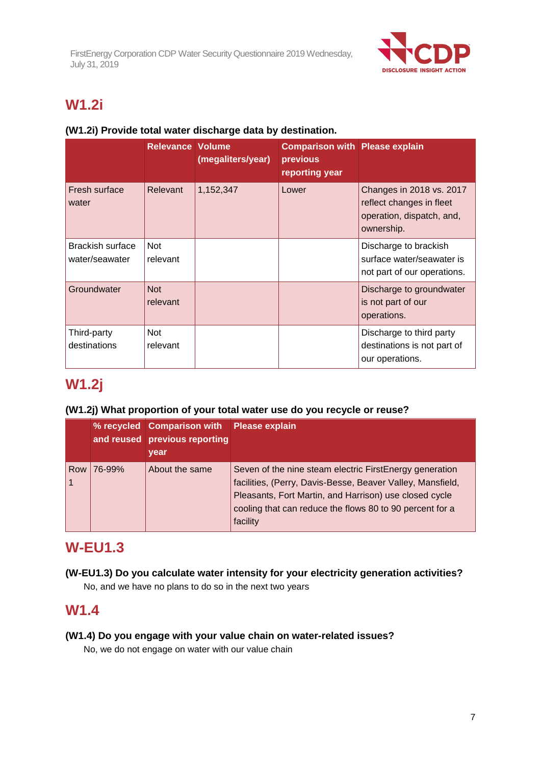## W1.2i

**(W1.2i) Provide total water discharge data by destination.**

| | Relevance | Volume (megaliters/year) | Comparison with previous reporting year | Please explain |
|---|---|---|---|---|
| Fresh surface water | Relevant | 1,152,347 | Lower | Changes in 2018 vs. 2017 reflect changes in fleet operation, dispatch, and, ownership. |
| Brackish surface water/seawater | Not relevant | | | Discharge to brackish surface water/seawater is not part of our operations. |
| Groundwater | Not relevant | | | Discharge to groundwater is not part of our operations. |
| Third-party destinations | Not relevant | | | Discharge to third party destinations is not part of our operations. |

## W1.2j

**(W1.2j) What proportion of your total water use do you recycle or reuse?**

| | % recycled and reused | Comparison with previous reporting year | Please explain |
|---|---|---|---|
| Row 1 | 76-99% | About the same | Seven of the nine steam electric FirstEnergy generation facilities, (Perry, Davis-Besse, Beaver Valley, Mansfield, Pleasants, Fort Martin, and Harrison) use closed cycle cooling that can reduce the flows 80 to 90 percent for a facility |

## W-EU1.3

**(W-EU1.3) Do you calculate water intensity for your electricity generation activities?**

No, and we have no plans to do so in the next two years

## W1.4

**(W1.4) Do you engage with your value chain on water-related issues?**

No, we do not engage on water with our value chain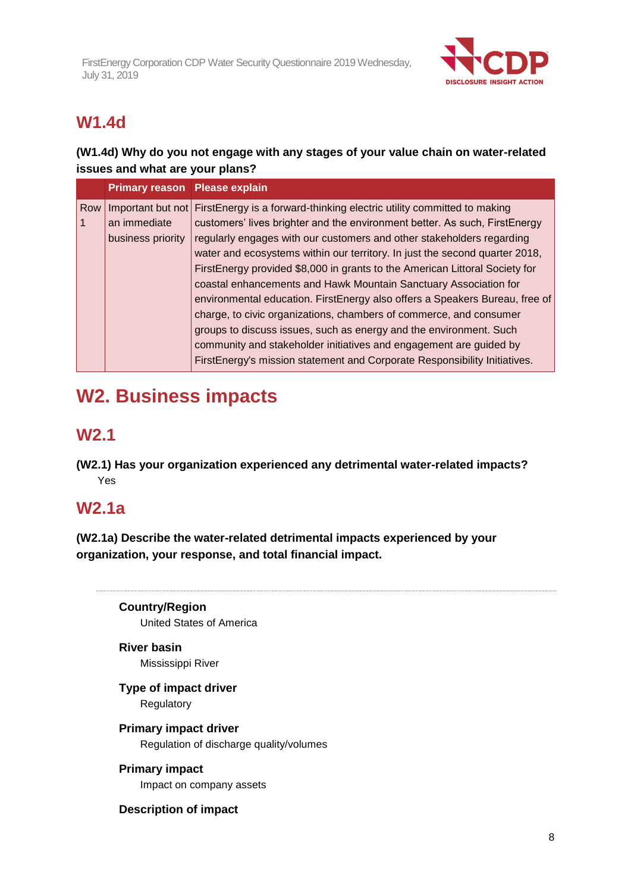## W1.4d

**(W1.4d) Why do you not engage with any stages of your value chain on water-related issues and what are your plans?**

| | Primary reason | Please explain |
|---|---|---|
| Row 1 | Important but not an immediate business priority | FirstEnergy is a forward-thinking electric utility committed to making customers' lives brighter and the environment better. As such, FirstEnergy regularly engages with our customers and other stakeholders regarding water and ecosystems within our territory. In just the second quarter 2018, FirstEnergy provided $8,000 in grants to the American Littoral Society for coastal enhancements and Hawk Mountain Sanctuary Association for environmental education. FirstEnergy also offers a Speakers Bureau, free of charge, to civic organizations, chambers of commerce, and consumer groups to discuss issues, such as energy and the environment. Such community and stakeholder initiatives and engagement are guided by FirstEnergy's mission statement and Corporate Responsibility Initiatives. |

# W2. Business impacts

## W2.1

**(W2.1) Has your organization experienced any detrimental water-related impacts?**

Yes

## W2.1a

**(W2.1a) Describe the water-related detrimental impacts experienced by your organization, your response, and total financial impact.**

---

**Country/Region**

United States of America

**River basin**

Mississippi River

**Type of impact driver**

Regulatory

**Primary impact driver**

Regulation of discharge quality/volumes

**Primary impact**

Impact on company assets

**Description of impact**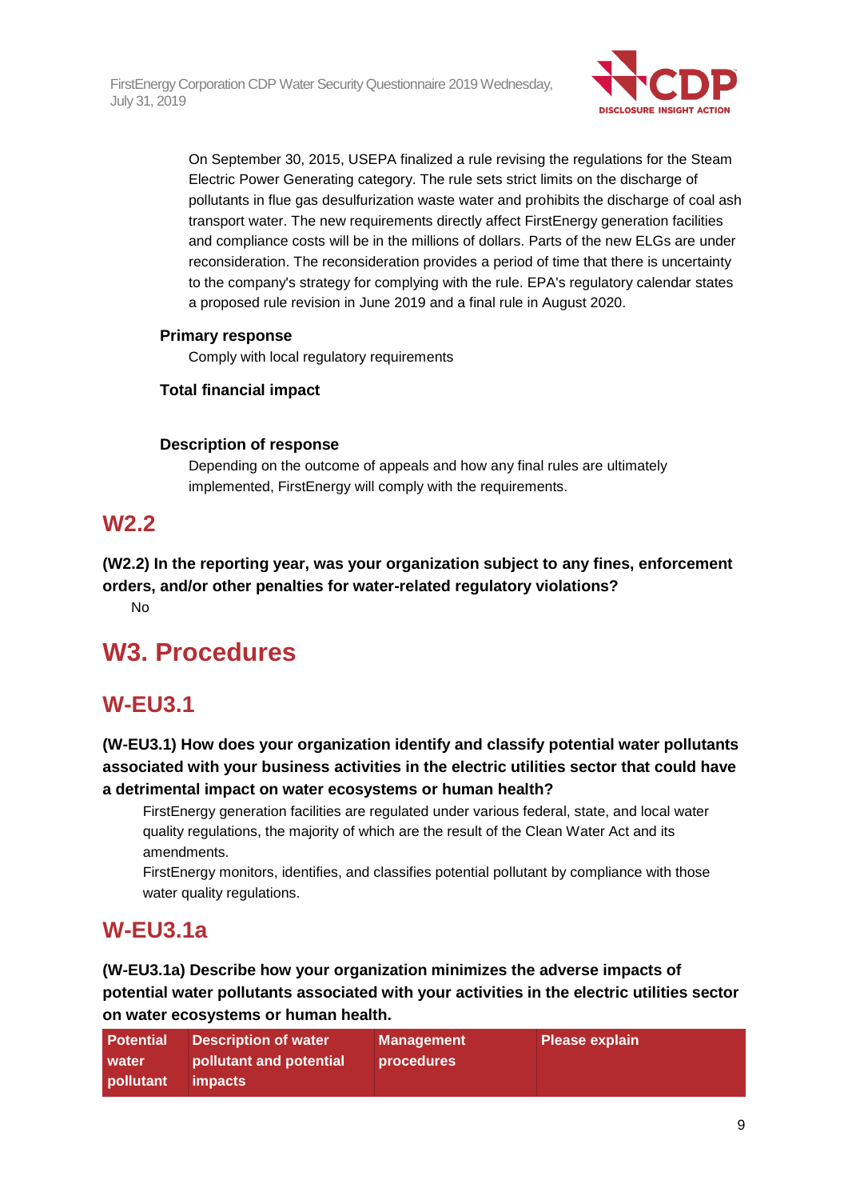On September 30, 2015, USEPA finalized a rule revising the regulations for the Steam Electric Power Generating category. The rule sets strict limits on the discharge of pollutants in flue gas desulfurization waste water and prohibits the discharge of coal ash transport water. The new requirements directly affect FirstEnergy generation facilities and compliance costs will be in the millions of dollars. Parts of the new ELGs are under reconsideration. The reconsideration provides a period of time that there is uncertainty to the company's strategy for complying with the rule. EPA's regulatory calendar states a proposed rule revision in June 2019 and a final rule in August 2020.

**Primary response**

Comply with local regulatory requirements

**Total financial impact**

**Description of response**

Depending on the outcome of appeals and how any final rules are ultimately implemented, FirstEnergy will comply with the requirements.

## W2.2

**(W2.2) In the reporting year, was your organization subject to any fines, enforcement orders, and/or other penalties for water-related regulatory violations?**

No

# W3. Procedures

## W-EU3.1

**(W-EU3.1) How does your organization identify and classify potential water pollutants associated with your business activities in the electric utilities sector that could have a detrimental impact on water ecosystems or human health?**

FirstEnergy generation facilities are regulated under various federal, state, and local water quality regulations, the majority of which are the result of the Clean Water Act and its amendments.

FirstEnergy monitors, identifies, and classifies potential pollutant by compliance with those water quality regulations.

## W-EU3.1a

**(W-EU3.1a) Describe how your organization minimizes the adverse impacts of potential water pollutants associated with your activities in the electric utilities sector on water ecosystems or human health.**

| Potential water pollutant | Description of water pollutant and potential impacts | Management procedures | Please explain |
|---|---|---|---|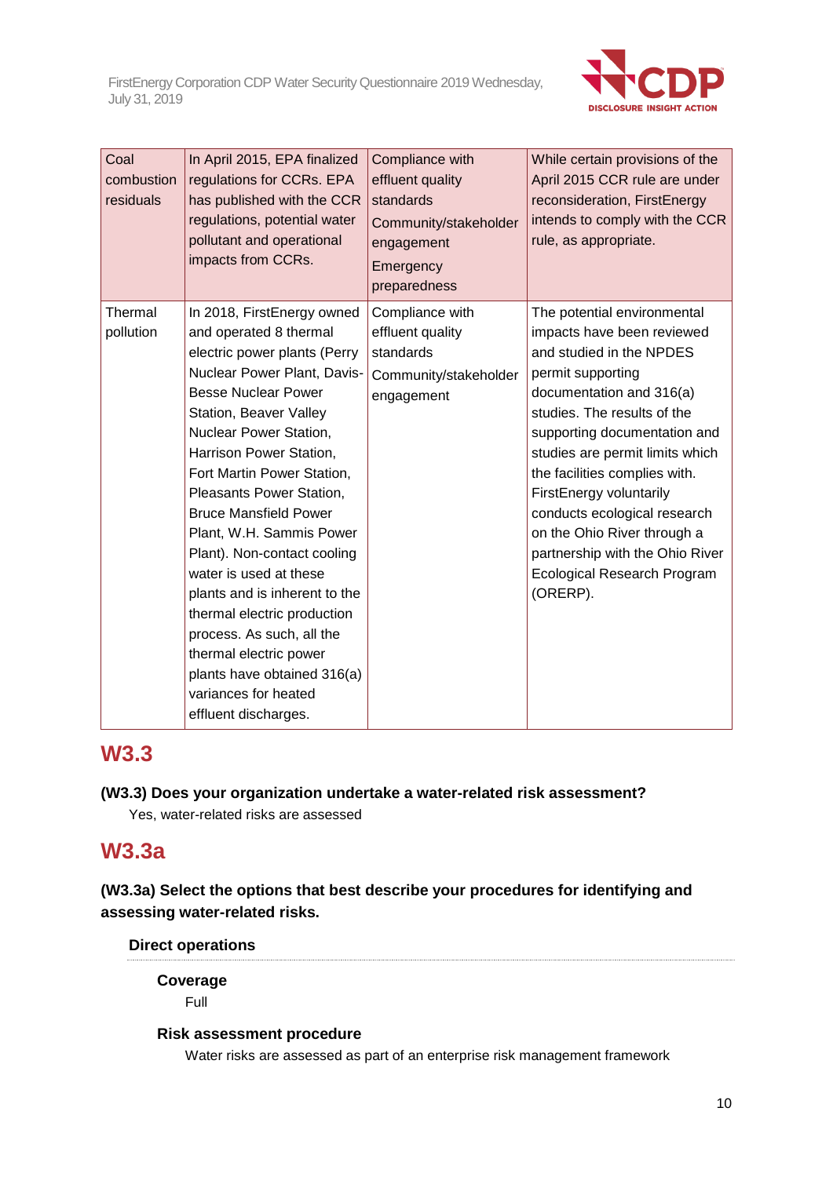| | | | |
|---|---|---|---|
| Coal combustion residuals | In April 2015, EPA finalized regulations for CCRs. EPA has published with the CCR regulations, potential water pollutant and operational impacts from CCRs. | Compliance with effluent quality standards<br>Community/stakeholder engagement<br>Emergency preparedness | While certain provisions of the April 2015 CCR rule are under reconsideration, FirstEnergy intends to comply with the CCR rule, as appropriate. |
| Thermal pollution | In 2018, FirstEnergy owned and operated 8 thermal electric power plants (Perry Nuclear Power Plant, Davis-Besse Nuclear Power Station, Beaver Valley Nuclear Power Station, Harrison Power Station, Fort Martin Power Station, Pleasants Power Station, Bruce Mansfield Power Plant, W.H. Sammis Power Plant). Non-contact cooling water is used at these plants and is inherent to the thermal electric production process. As such, all the thermal electric power plants have obtained 316(a) variances for heated effluent discharges. | Compliance with effluent quality standards<br>Community/stakeholder engagement | The potential environmental impacts have been reviewed and studied in the NPDES permit supporting documentation and 316(a) studies. The results of the supporting documentation and studies are permit limits which the facilities complies with. FirstEnergy voluntarily conducts ecological research on the Ohio River through a partnership with the Ohio River Ecological Research Program (ORERP). |

## W3.3

**(W3.3) Does your organization undertake a water-related risk assessment?**

Yes, water-related risks are assessed

## W3.3a

**(W3.3a) Select the options that best describe your procedures for identifying and assessing water-related risks.**

**Direct operations**

**Coverage**

Full

**Risk assessment procedure**

Water risks are assessed as part of an enterprise risk management framework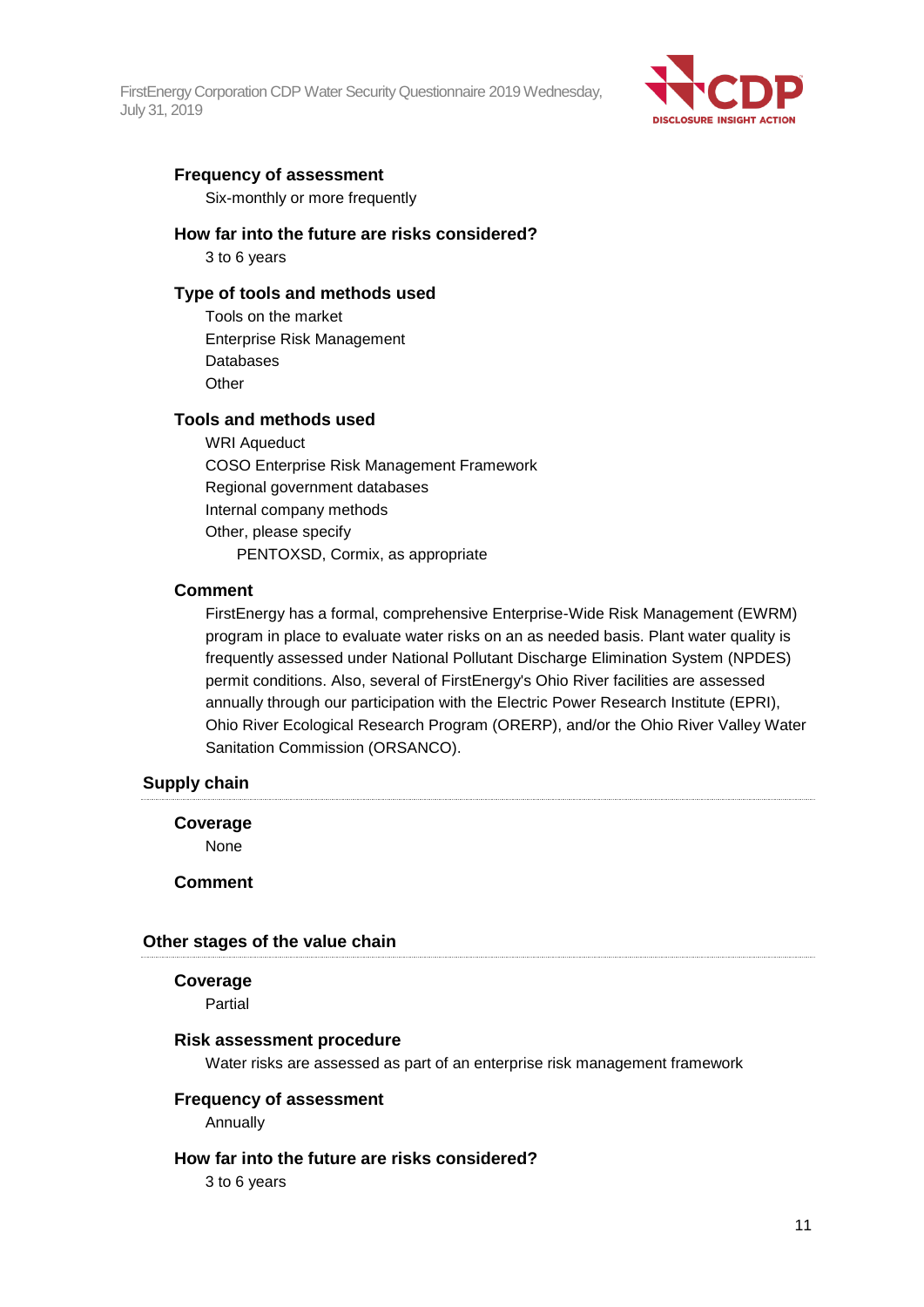#### Frequency of assessment

Six-monthly or more frequently

#### How far into the future are risks considered?

3 to 6 years

#### Type of tools and methods used

Tools on the market
Enterprise Risk Management
Databases
Other

#### Tools and methods used

WRI Aqueduct
COSO Enterprise Risk Management Framework
Regional government databases
Internal company methods
Other, please specify
PENTOXSD, Cormix, as appropriate

#### Comment

FirstEnergy has a formal, comprehensive Enterprise-Wide Risk Management (EWRM) program in place to evaluate water risks on an as needed basis. Plant water quality is frequently assessed under National Pollutant Discharge Elimination System (NPDES) permit conditions. Also, several of FirstEnergy's Ohio River facilities are assessed annually through our participation with the Electric Power Research Institute (EPRI), Ohio River Ecological Research Program (ORERP), and/or the Ohio River Valley Water Sanitation Commission (ORSANCO).

### Supply chain

#### Coverage

None

#### Comment

### Other stages of the value chain

#### Coverage

Partial

#### Risk assessment procedure

Water risks are assessed as part of an enterprise risk management framework

#### Frequency of assessment

Annually

#### How far into the future are risks considered?

3 to 6 years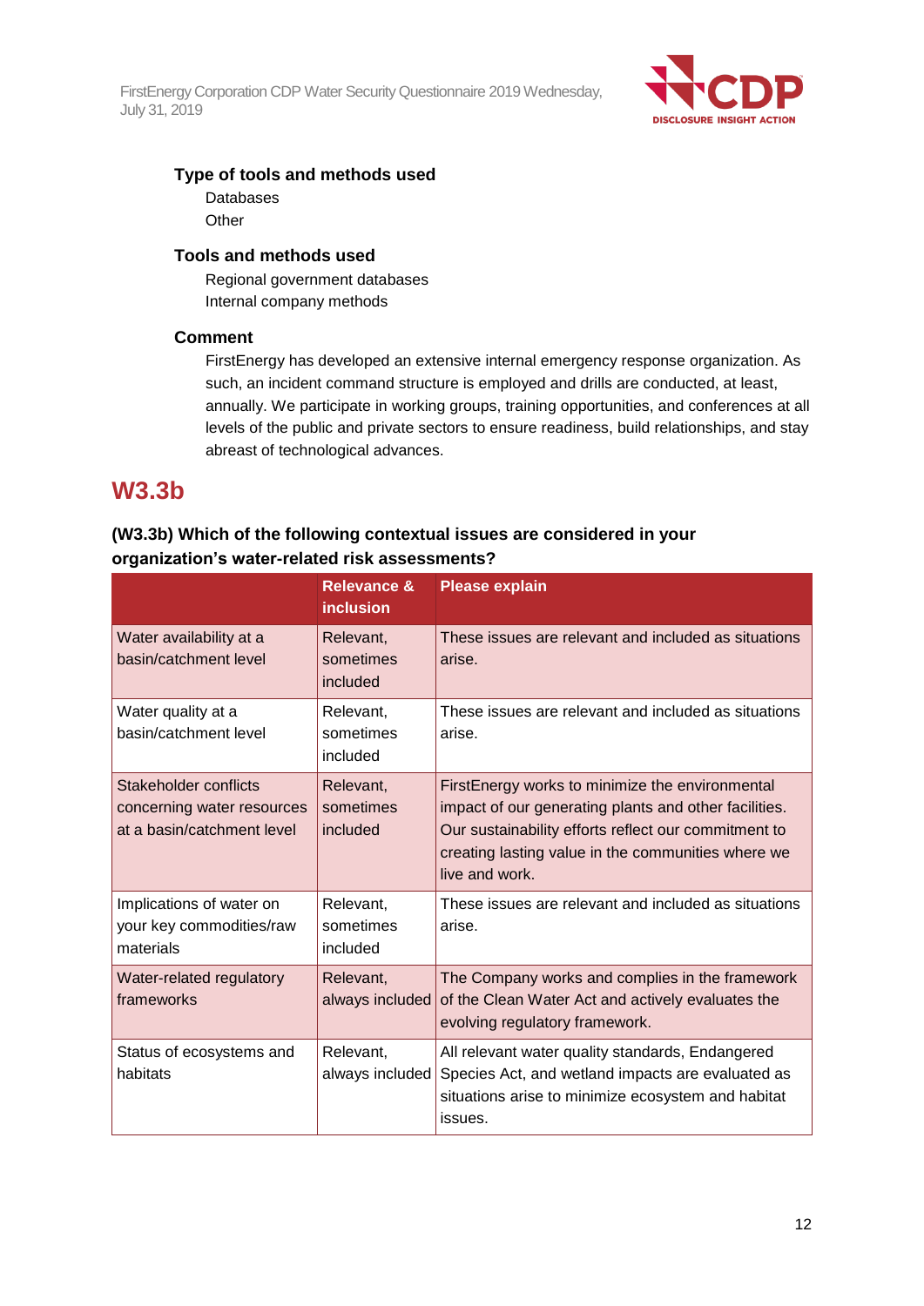### Type of tools and methods used

Databases

Other

### Tools and methods used

Regional government databases

Internal company methods

### Comment

FirstEnergy has developed an extensive internal emergency response organization. As such, an incident command structure is employed and drills are conducted, at least, annually. We participate in working groups, training opportunities, and conferences at all levels of the public and private sectors to ensure readiness, build relationships, and stay abreast of technological advances.

## W3.3b

**(W3.3b) Which of the following contextual issues are considered in your organization's water-related risk assessments?**

| | Relevance & inclusion | Please explain |
|---|---|---|
| Water availability at a basin/catchment level | Relevant, sometimes included | These issues are relevant and included as situations arise. |
| Water quality at a basin/catchment level | Relevant, sometimes included | These issues are relevant and included as situations arise. |
| Stakeholder conflicts concerning water resources at a basin/catchment level | Relevant, sometimes included | FirstEnergy works to minimize the environmental impact of our generating plants and other facilities. Our sustainability efforts reflect our commitment to creating lasting value in the communities where we live and work. |
| Implications of water on your key commodities/raw materials | Relevant, sometimes included | These issues are relevant and included as situations arise. |
| Water-related regulatory frameworks | Relevant, always included | The Company works and complies in the framework of the Clean Water Act and actively evaluates the evolving regulatory framework. |
| Status of ecosystems and habitats | Relevant, always included | All relevant water quality standards, Endangered Species Act, and wetland impacts are evaluated as situations arise to minimize ecosystem and habitat issues. |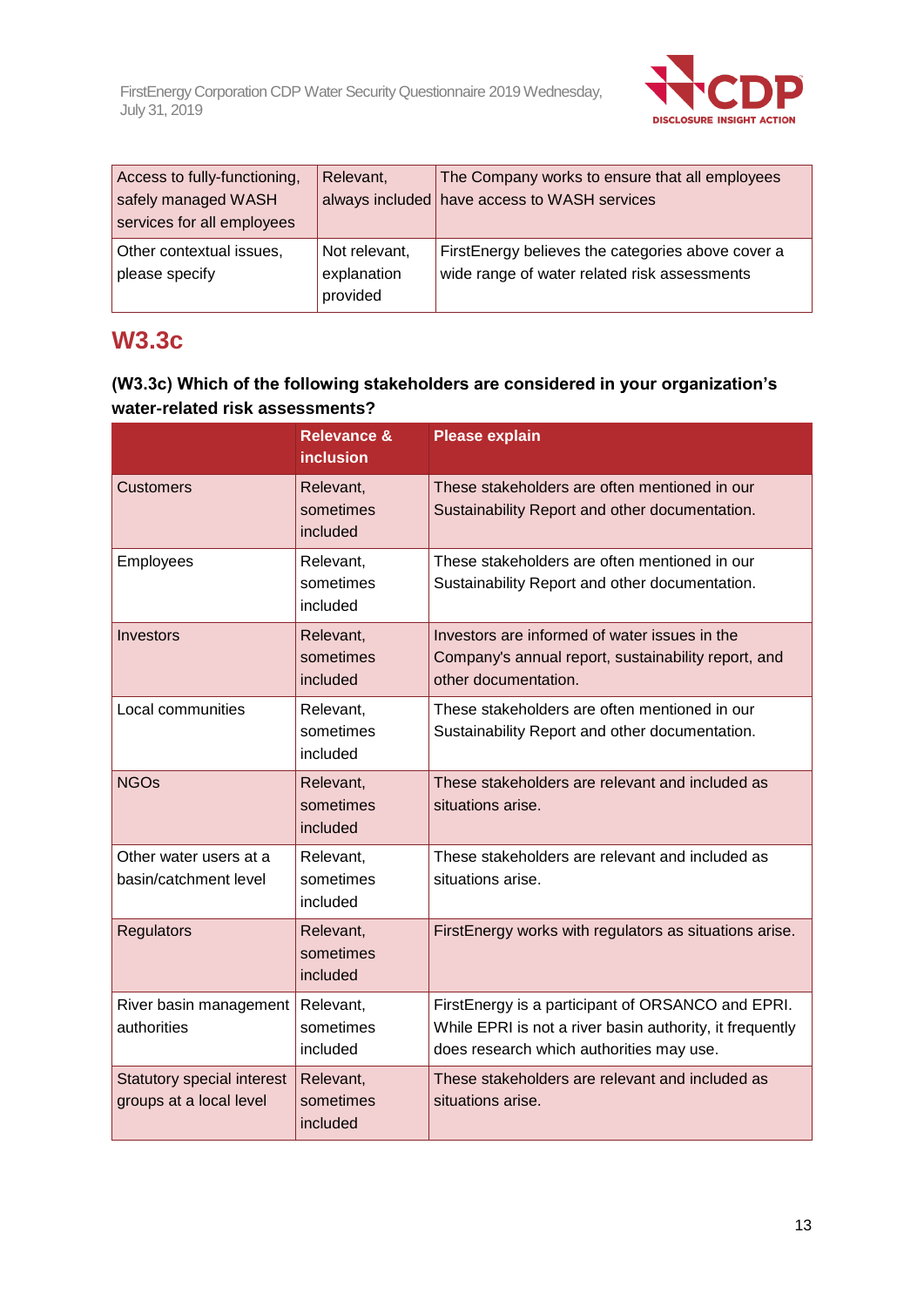| | | |
|---|---|---|
| Access to fully-functioning, safely managed WASH services for all employees | Relevant, always included | The Company works to ensure that all employees have access to WASH services |
| Other contextual issues, please specify | Not relevant, explanation provided | FirstEnergy believes the categories above cover a wide range of water related risk assessments |

## W3.3c

**(W3.3c) Which of the following stakeholders are considered in your organization's water-related risk assessments?**

| | Relevance & inclusion | Please explain |
|---|---|---|
| Customers | Relevant, sometimes included | These stakeholders are often mentioned in our Sustainability Report and other documentation. |
| Employees | Relevant, sometimes included | These stakeholders are often mentioned in our Sustainability Report and other documentation. |
| Investors | Relevant, sometimes included | Investors are informed of water issues in the Company's annual report, sustainability report, and other documentation. |
| Local communities | Relevant, sometimes included | These stakeholders are often mentioned in our Sustainability Report and other documentation. |
| NGOs | Relevant, sometimes included | These stakeholders are relevant and included as situations arise. |
| Other water users at a basin/catchment level | Relevant, sometimes included | These stakeholders are relevant and included as situations arise. |
| Regulators | Relevant, sometimes included | FirstEnergy works with regulators as situations arise. |
| River basin management authorities | Relevant, sometimes included | FirstEnergy is a participant of ORSANCO and EPRI. While EPRI is not a river basin authority, it frequently does research which authorities may use. |
| Statutory special interest groups at a local level | Relevant, sometimes included | These stakeholders are relevant and included as situations arise. |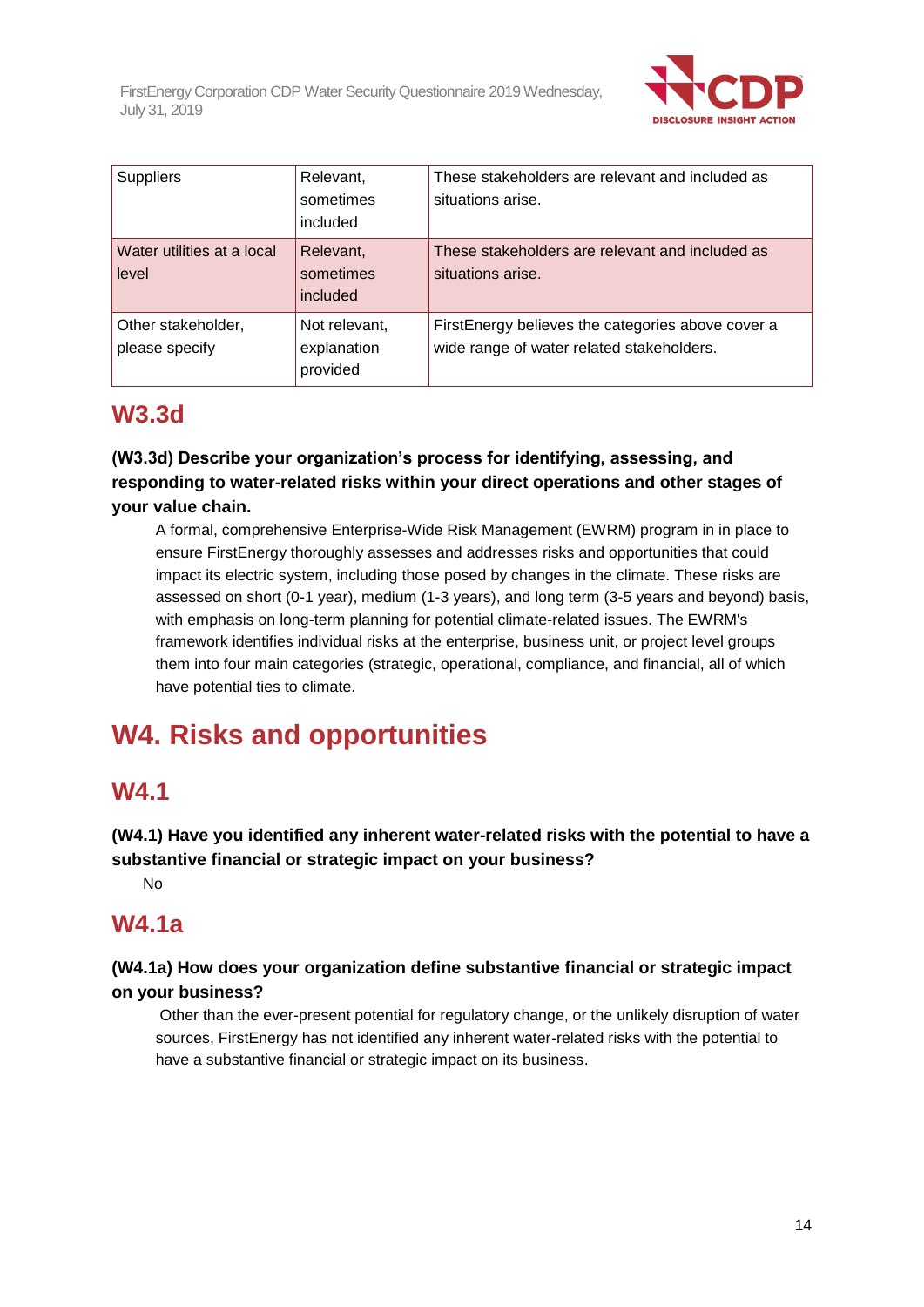| | | |
|---|---|---|
| Suppliers | Relevant, sometimes included | These stakeholders are relevant and included as situations arise. |
| Water utilities at a local level | Relevant, sometimes included | These stakeholders are relevant and included as situations arise. |
| Other stakeholder, please specify | Not relevant, explanation provided | FirstEnergy believes the categories above cover a wide range of water related stakeholders. |

## W3.3d

**(W3.3d) Describe your organization's process for identifying, assessing, and responding to water-related risks within your direct operations and other stages of your value chain.**

A formal, comprehensive Enterprise-Wide Risk Management (EWRM) program in in place to ensure FirstEnergy thoroughly assesses and addresses risks and opportunities that could impact its electric system, including those posed by changes in the climate. These risks are assessed on short (0-1 year), medium (1-3 years), and long term (3-5 years and beyond) basis, with emphasis on long-term planning for potential climate-related issues. The EWRM's framework identifies individual risks at the enterprise, business unit, or project level groups them into four main categories (strategic, operational, compliance, and financial, all of which have potential ties to climate.

# W4. Risks and opportunities

## W4.1

**(W4.1) Have you identified any inherent water-related risks with the potential to have a substantive financial or strategic impact on your business?**

No

## W4.1a

**(W4.1a) How does your organization define substantive financial or strategic impact on your business?**

Other than the ever-present potential for regulatory change, or the unlikely disruption of water sources, FirstEnergy has not identified any inherent water-related risks with the potential to have a substantive financial or strategic impact on its business.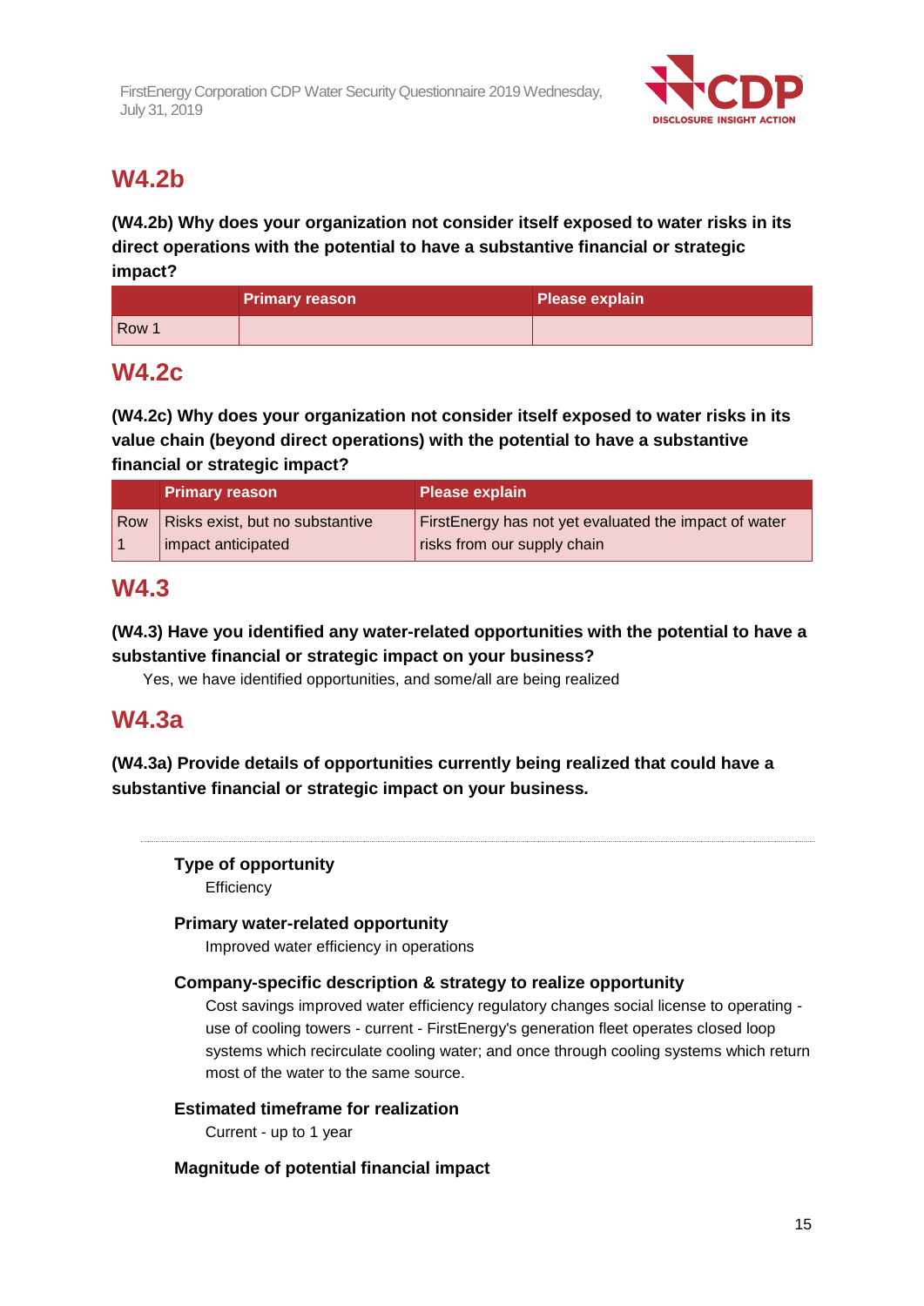## W4.2b

**(W4.2b) Why does your organization not consider itself exposed to water risks in its direct operations with the potential to have a substantive financial or strategic impact?**

| | Primary reason | Please explain |
|---|---|---|
| Row 1 | | |

## W4.2c

**(W4.2c) Why does your organization not consider itself exposed to water risks in its value chain (beyond direct operations) with the potential to have a substantive financial or strategic impact?**

| | Primary reason | Please explain |
|---|---|---|
| Row 1 | Risks exist, but no substantive impact anticipated | FirstEnergy has not yet evaluated the impact of water risks from our supply chain |

## W4.3

**(W4.3) Have you identified any water-related opportunities with the potential to have a substantive financial or strategic impact on your business?**

Yes, we have identified opportunities, and some/all are being realized

## W4.3a

**(W4.3a) Provide details of opportunities currently being realized that could have a substantive financial or strategic impact on your business.**

---

**Type of opportunity**

Efficiency

**Primary water-related opportunity**

Improved water efficiency in operations

**Company-specific description & strategy to realize opportunity**

Cost savings improved water efficiency regulatory changes social license to operating - use of cooling towers - current - FirstEnergy's generation fleet operates closed loop systems which recirculate cooling water; and once through cooling systems which return most of the water to the same source.

**Estimated timeframe for realization**

Current - up to 1 year

**Magnitude of potential financial impact**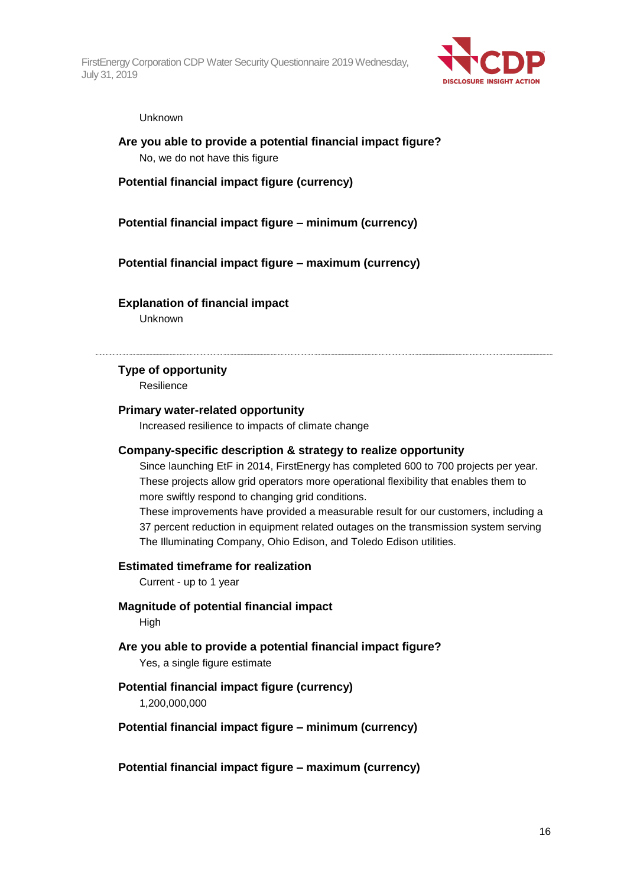Unknown

**Are you able to provide a potential financial impact figure?**

No, we do not have this figure

**Potential financial impact figure (currency)**

**Potential financial impact figure – minimum (currency)**

**Potential financial impact figure – maximum (currency)**

**Explanation of financial impact**

Unknown

---

**Type of opportunity**

Resilience

**Primary water-related opportunity**

Increased resilience to impacts of climate change

**Company-specific description & strategy to realize opportunity**

Since launching EtF in 2014, FirstEnergy has completed 600 to 700 projects per year. These projects allow grid operators more operational flexibility that enables them to more swiftly respond to changing grid conditions.
These improvements have provided a measurable result for our customers, including a 37 percent reduction in equipment related outages on the transmission system serving The Illuminating Company, Ohio Edison, and Toledo Edison utilities.

**Estimated timeframe for realization**

Current - up to 1 year

**Magnitude of potential financial impact**

High

**Are you able to provide a potential financial impact figure?**

Yes, a single figure estimate

**Potential financial impact figure (currency)**

1,200,000,000

**Potential financial impact figure – minimum (currency)**

**Potential financial impact figure – maximum (currency)**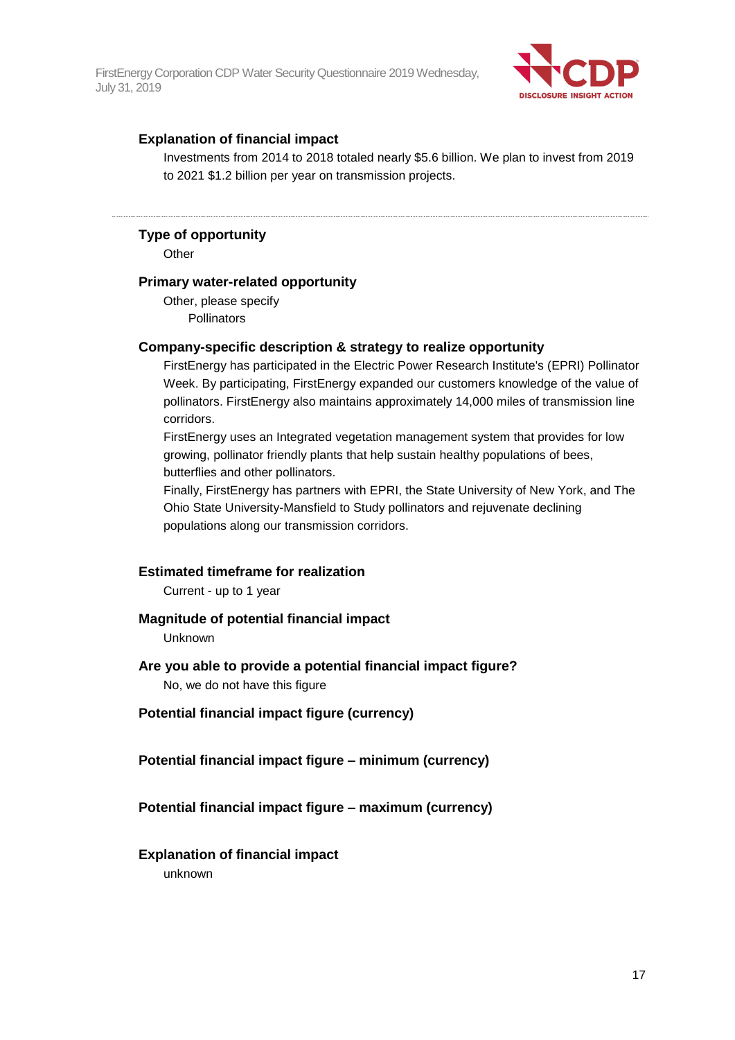### Explanation of financial impact

Investments from 2014 to 2018 totaled nearly $5.6 billion. We plan to invest from 2019 to 2021 $1.2 billion per year on transmission projects.

---

### Type of opportunity

Other

### Primary water-related opportunity

Other, please specify

Pollinators

### Company-specific description & strategy to realize opportunity

FirstEnergy has participated in the Electric Power Research Institute's (EPRI) Pollinator Week. By participating, FirstEnergy expanded our customers knowledge of the value of pollinators. FirstEnergy also maintains approximately 14,000 miles of transmission line corridors.

FirstEnergy uses an Integrated vegetation management system that provides for low growing, pollinator friendly plants that help sustain healthy populations of bees, butterflies and other pollinators.

Finally, FirstEnergy has partners with EPRI, the State University of New York, and The Ohio State University-Mansfield to Study pollinators and rejuvenate declining populations along our transmission corridors.

### Estimated timeframe for realization

Current - up to 1 year

### Magnitude of potential financial impact

Unknown

### Are you able to provide a potential financial impact figure?

No, we do not have this figure

### Potential financial impact figure (currency)

### Potential financial impact figure – minimum (currency)

### Potential financial impact figure – maximum (currency)

### Explanation of financial impact

unknown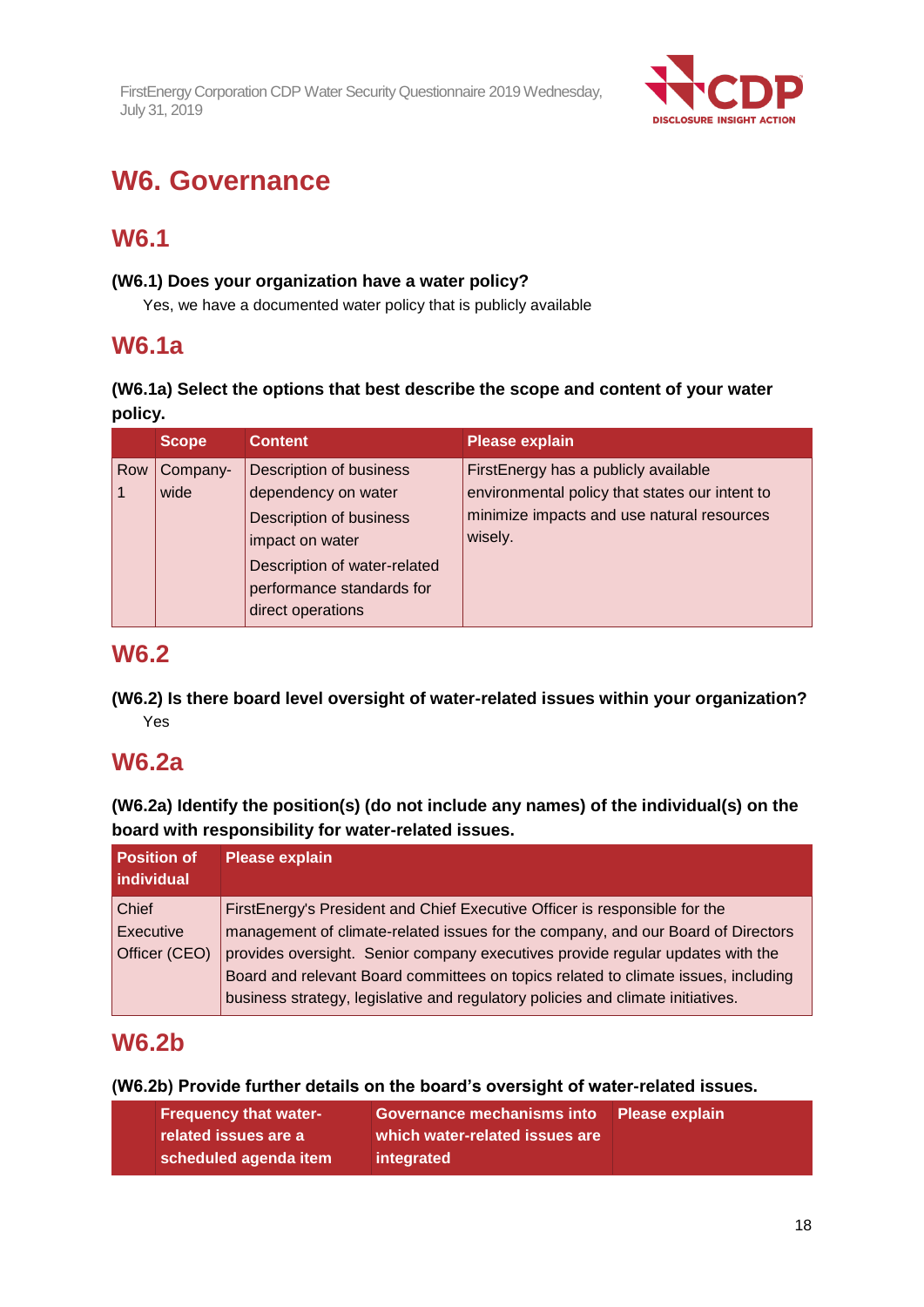# W6. Governance

## W6.1

**(W6.1) Does your organization have a water policy?**

Yes, we have a documented water policy that is publicly available

## W6.1a

**(W6.1a) Select the options that best describe the scope and content of your water policy.**

| | Scope | Content | Please explain |
|---|---|---|---|
| Row 1 | Company-wide | Description of business dependency on water<br>Description of business impact on water<br>Description of water-related performance standards for direct operations | FirstEnergy has a publicly available environmental policy that states our intent to minimize impacts and use natural resources wisely. |

## W6.2

**(W6.2) Is there board level oversight of water-related issues within your organization?**

Yes

## W6.2a

**(W6.2a) Identify the position(s) (do not include any names) of the individual(s) on the board with responsibility for water-related issues.**

| Position of individual | Please explain |
|---|---|
| Chief Executive Officer (CEO) | FirstEnergy's President and Chief Executive Officer is responsible for the management of climate-related issues for the company, and our Board of Directors provides oversight. Senior company executives provide regular updates with the Board and relevant Board committees on topics related to climate issues, including business strategy, legislative and regulatory policies and climate initiatives. |

## W6.2b

**(W6.2b) Provide further details on the board's oversight of water-related issues.**

| | Frequency that water-related issues are a scheduled agenda item | Governance mechanisms into which water-related issues are integrated | Please explain |
|---|---|---|---|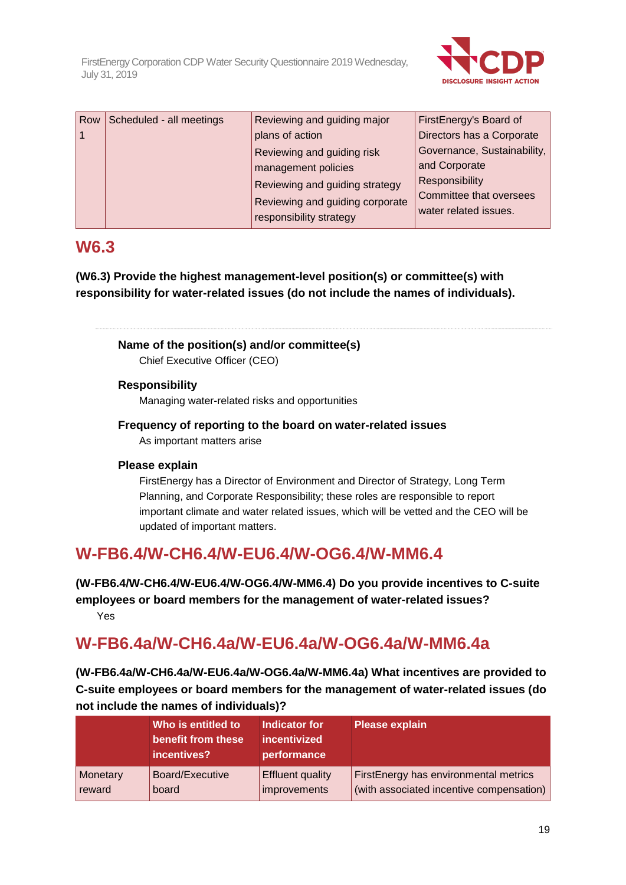| | | | |
|---|---|---|---|
| Row 1 | Scheduled - all meetings | Reviewing and guiding major plans of action<br>Reviewing and guiding risk management policies<br>Reviewing and guiding strategy<br>Reviewing and guiding corporate responsibility strategy | FirstEnergy's Board of Directors has a Corporate Governance, Sustainability, and Corporate Responsibility Committee that oversees water related issues. |

## W6.3

**(W6.3) Provide the highest management-level position(s) or committee(s) with responsibility for water-related issues (do not include the names of individuals).**

**Name of the position(s) and/or committee(s)**

Chief Executive Officer (CEO)

**Responsibility**

Managing water-related risks and opportunities

**Frequency of reporting to the board on water-related issues**

As important matters arise

**Please explain**

FirstEnergy has a Director of Environment and Director of Strategy, Long Term Planning, and Corporate Responsibility; these roles are responsible to report important climate and water related issues, which will be vetted and the CEO will be updated of important matters.

## W-FB6.4/W-CH6.4/W-EU6.4/W-OG6.4/W-MM6.4

**(W-FB6.4/W-CH6.4/W-EU6.4/W-OG6.4/W-MM6.4) Do you provide incentives to C-suite employees or board members for the management of water-related issues?**

Yes

## W-FB6.4a/W-CH6.4a/W-EU6.4a/W-OG6.4a/W-MM6.4a

**(W-FB6.4a/W-CH6.4a/W-EU6.4a/W-OG6.4a/W-MM6.4a) What incentives are provided to C-suite employees or board members for the management of water-related issues (do not include the names of individuals)?**

| | Who is entitled to benefit from these incentives? | Indicator for incentivized performance | Please explain |
|---|---|---|---|
| Monetary reward | Board/Executive board | Effluent quality improvements | FirstEnergy has environmental metrics (with associated incentive compensation) |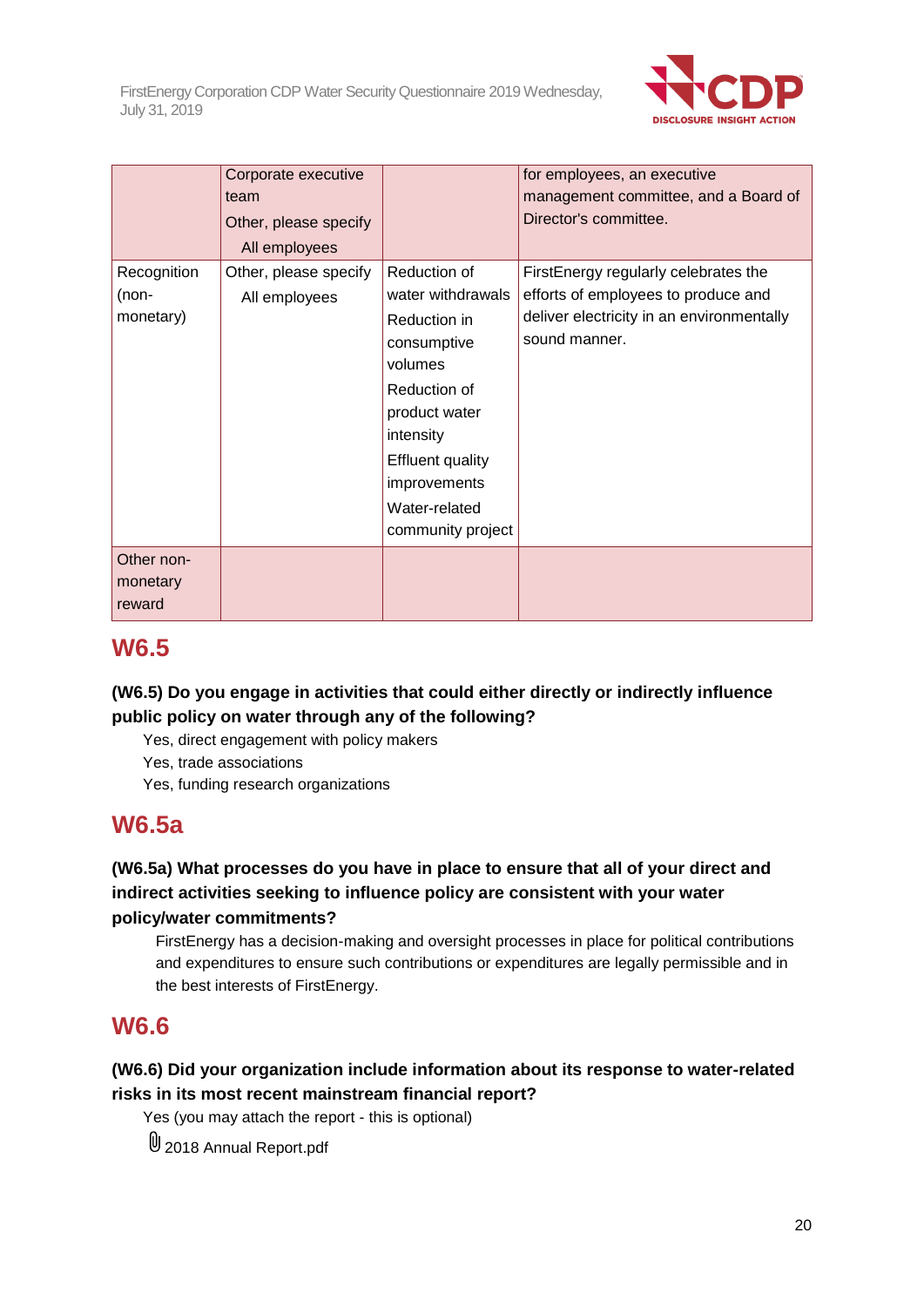| | | | |
|---|---|---|---|
| | Corporate executive team<br>Other, please specify<br>All employees | | for employees, an executive management committee, and a Board of Director's committee. |
| Recognition (non-monetary) | Other, please specify<br>All employees | Reduction of water withdrawals<br>Reduction in consumptive volumes<br>Reduction of product water intensity<br>Effluent quality improvements<br>Water-related community project | FirstEnergy regularly celebrates the efforts of employees to produce and deliver electricity in an environmentally sound manner. |
| Other non-monetary reward | | | |

## W6.5

**(W6.5) Do you engage in activities that could either directly or indirectly influence public policy on water through any of the following?**

Yes, direct engagement with policy makers
Yes, trade associations
Yes, funding research organizations

## W6.5a

**(W6.5a) What processes do you have in place to ensure that all of your direct and indirect activities seeking to influence policy are consistent with your water policy/water commitments?**

FirstEnergy has a decision-making and oversight processes in place for political contributions and expenditures to ensure such contributions or expenditures are legally permissible and in the best interests of FirstEnergy.

## W6.6

**(W6.6) Did your organization include information about its response to water-related risks in its most recent mainstream financial report?**

Yes (you may attach the report - this is optional)

2018 Annual Report.pdf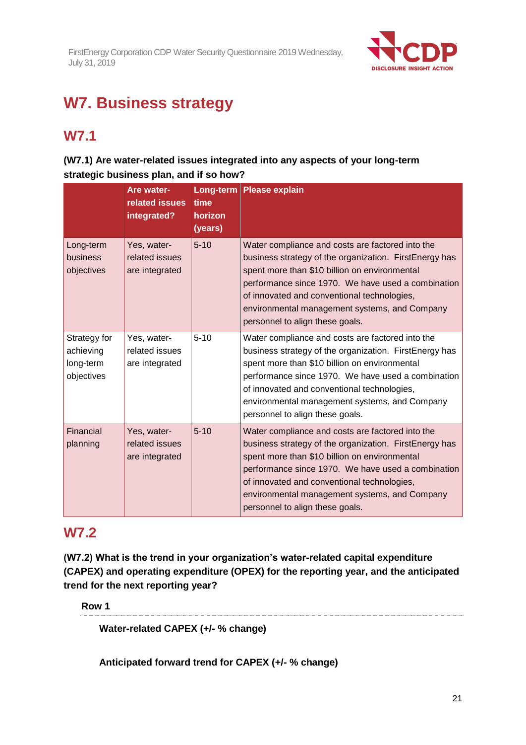# W7. Business strategy

## W7.1

**(W7.1) Are water-related issues integrated into any aspects of your long-term strategic business plan, and if so how?**

| | Are water-related issues integrated? | Long-term time horizon (years) | Please explain |
|---|---|---|---|
| Long-term business objectives | Yes, water-related issues are integrated | 5-10 | Water compliance and costs are factored into the business strategy of the organization. FirstEnergy has spent more than $10 billion on environmental performance since 1970. We have used a combination of innovated and conventional technologies, environmental management systems, and Company personnel to align these goals. |
| Strategy for achieving long-term objectives | Yes, water-related issues are integrated | 5-10 | Water compliance and costs are factored into the business strategy of the organization. FirstEnergy has spent more than $10 billion on environmental performance since 1970. We have used a combination of innovated and conventional technologies, environmental management systems, and Company personnel to align these goals. |
| Financial planning | Yes, water-related issues are integrated | 5-10 | Water compliance and costs are factored into the business strategy of the organization. FirstEnergy has spent more than $10 billion on environmental performance since 1970. We have used a combination of innovated and conventional technologies, environmental management systems, and Company personnel to align these goals. |

## W7.2

**(W7.2) What is the trend in your organization's water-related capital expenditure (CAPEX) and operating expenditure (OPEX) for the reporting year, and the anticipated trend for the next reporting year?**

**Row 1**

**Water-related CAPEX (+/- % change)**

**Anticipated forward trend for CAPEX (+/- % change)**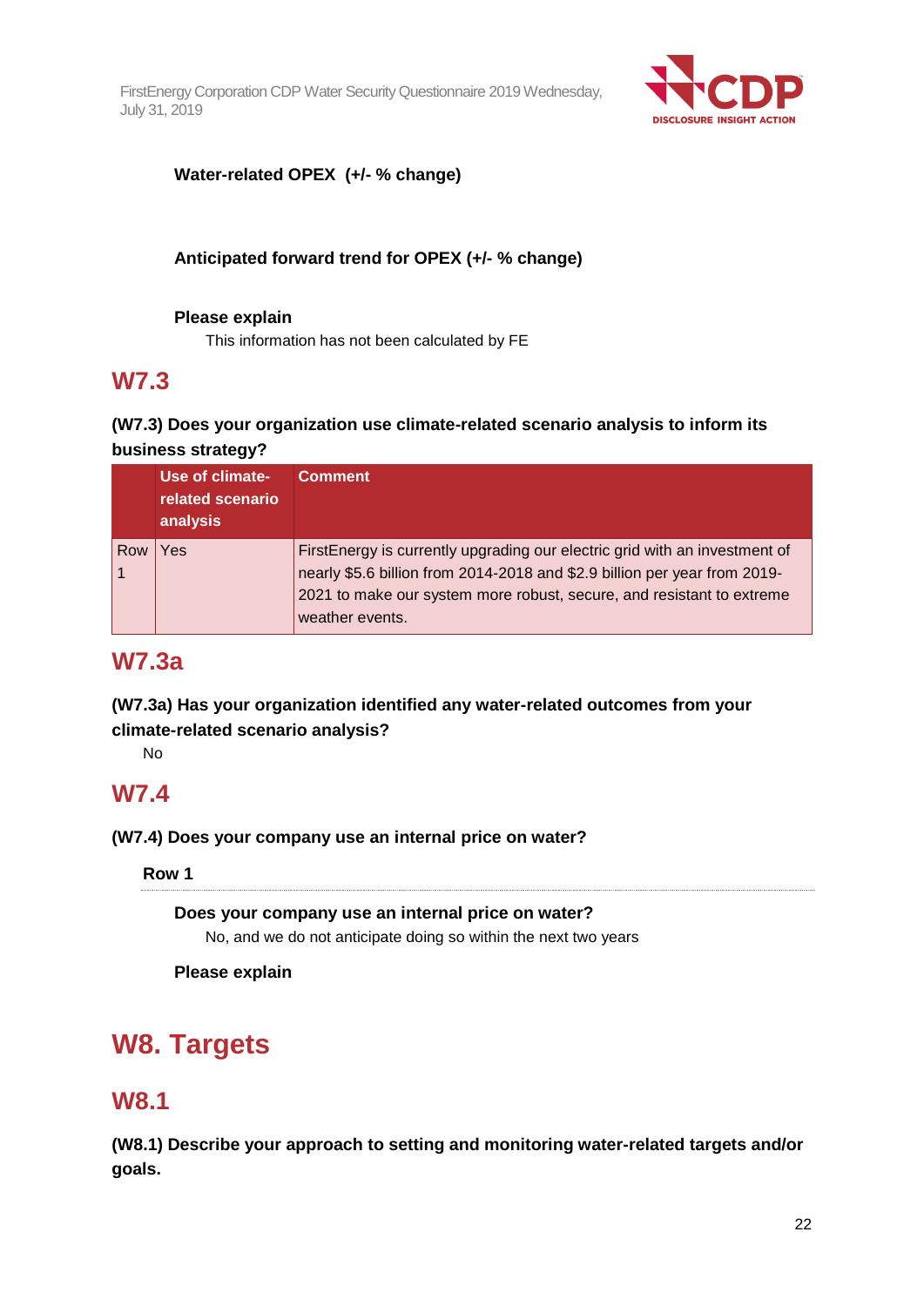**Water-related OPEX (+/- % change)**

**Anticipated forward trend for OPEX (+/- % change)**

**Please explain**

This information has not been calculated by FE

## W7.3

**(W7.3) Does your organization use climate-related scenario analysis to inform its business strategy?**

| | Use of climate-related scenario analysis | Comment |
|---|---|---|
| Row 1 | Yes | FirstEnergy is currently upgrading our electric grid with an investment of nearly $5.6 billion from 2014-2018 and $2.9 billion per year from 2019-2021 to make our system more robust, secure, and resistant to extreme weather events. |

## W7.3a

**(W7.3a) Has your organization identified any water-related outcomes from your climate-related scenario analysis?**

No

## W7.4

**(W7.4) Does your company use an internal price on water?**

**Row 1**

**Does your company use an internal price on water?**

No, and we do not anticipate doing so within the next two years

**Please explain**

# W8. Targets

## W8.1

**(W8.1) Describe your approach to setting and monitoring water-related targets and/or goals.**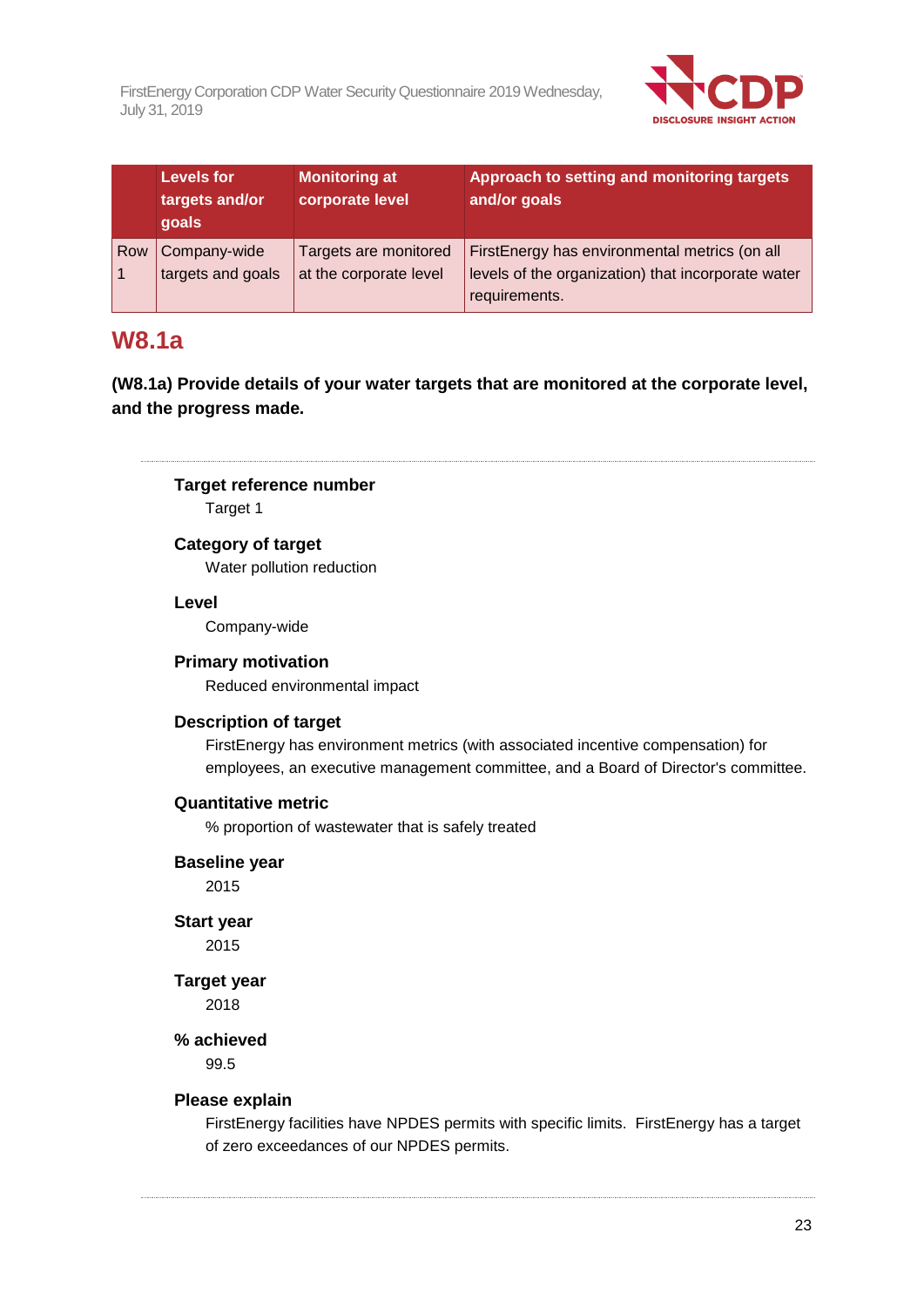| | Levels for targets and/or goals | Monitoring at corporate level | Approach to setting and monitoring targets and/or goals |
|---|---|---|---|
| Row 1 | Company-wide targets and goals | Targets are monitored at the corporate level | FirstEnergy has environmental metrics (on all levels of the organization) that incorporate water requirements. |

## W8.1a

**(W8.1a) Provide details of your water targets that are monitored at the corporate level, and the progress made.**

**Target reference number**

Target 1

**Category of target**

Water pollution reduction

**Level**

Company-wide

**Primary motivation**

Reduced environmental impact

**Description of target**

FirstEnergy has environment metrics (with associated incentive compensation) for employees, an executive management committee, and a Board of Director's committee.

**Quantitative metric**

% proportion of wastewater that is safely treated

**Baseline year**

2015

**Start year**

2015

**Target year**

2018

**% achieved**

99.5

**Please explain**

FirstEnergy facilities have NPDES permits with specific limits. FirstEnergy has a target of zero exceedances of our NPDES permits.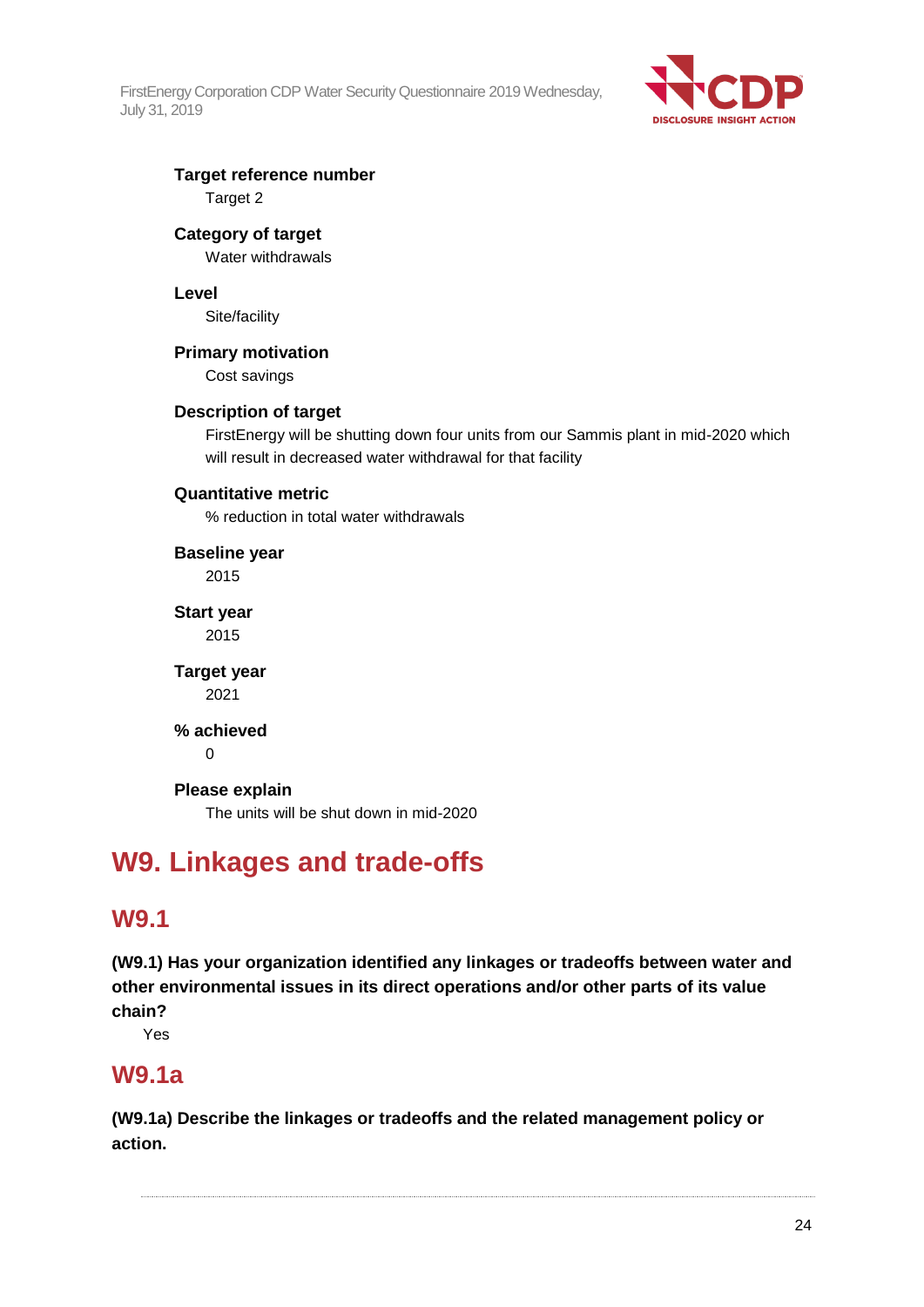**Target reference number**
Target 2

**Category of target**
Water withdrawals

**Level**
Site/facility

**Primary motivation**
Cost savings

**Description of target**
FirstEnergy will be shutting down four units from our Sammis plant in mid-2020 which will result in decreased water withdrawal for that facility

**Quantitative metric**
% reduction in total water withdrawals

**Baseline year**
2015

**Start year**
2015

**Target year**
2021

**% achieved**
0

**Please explain**
The units will be shut down in mid-2020

# W9. Linkages and trade-offs

## W9.1

**(W9.1) Has your organization identified any linkages or tradeoffs between water and other environmental issues in its direct operations and/or other parts of its value chain?**

Yes

## W9.1a

**(W9.1a) Describe the linkages or tradeoffs and the related management policy or action.**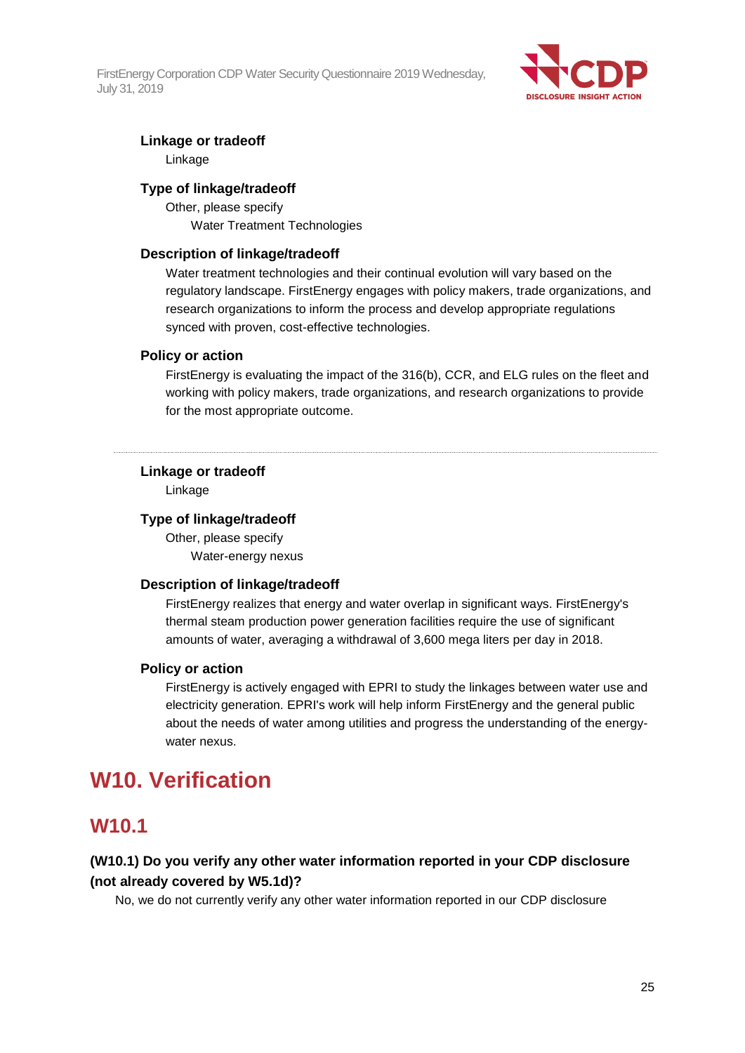### Linkage or tradeoff

Linkage

### Type of linkage/tradeoff

Other, please specify

Water Treatment Technologies

### Description of linkage/tradeoff

Water treatment technologies and their continual evolution will vary based on the regulatory landscape. FirstEnergy engages with policy makers, trade organizations, and research organizations to inform the process and develop appropriate regulations synced with proven, cost-effective technologies.

### Policy or action

FirstEnergy is evaluating the impact of the 316(b), CCR, and ELG rules on the fleet and working with policy makers, trade organizations, and research organizations to provide for the most appropriate outcome.

---

### Linkage or tradeoff

Linkage

### Type of linkage/tradeoff

Other, please specify

Water-energy nexus

### Description of linkage/tradeoff

FirstEnergy realizes that energy and water overlap in significant ways. FirstEnergy's thermal steam production power generation facilities require the use of significant amounts of water, averaging a withdrawal of 3,600 mega liters per day in 2018.

### Policy or action

FirstEnergy is actively engaged with EPRI to study the linkages between water use and electricity generation. EPRI's work will help inform FirstEnergy and the general public about the needs of water among utilities and progress the understanding of the energy-water nexus.

# W10. Verification

## W10.1

### (W10.1) Do you verify any other water information reported in your CDP disclosure (not already covered by W5.1d)?

No, we do not currently verify any other water information reported in our CDP disclosure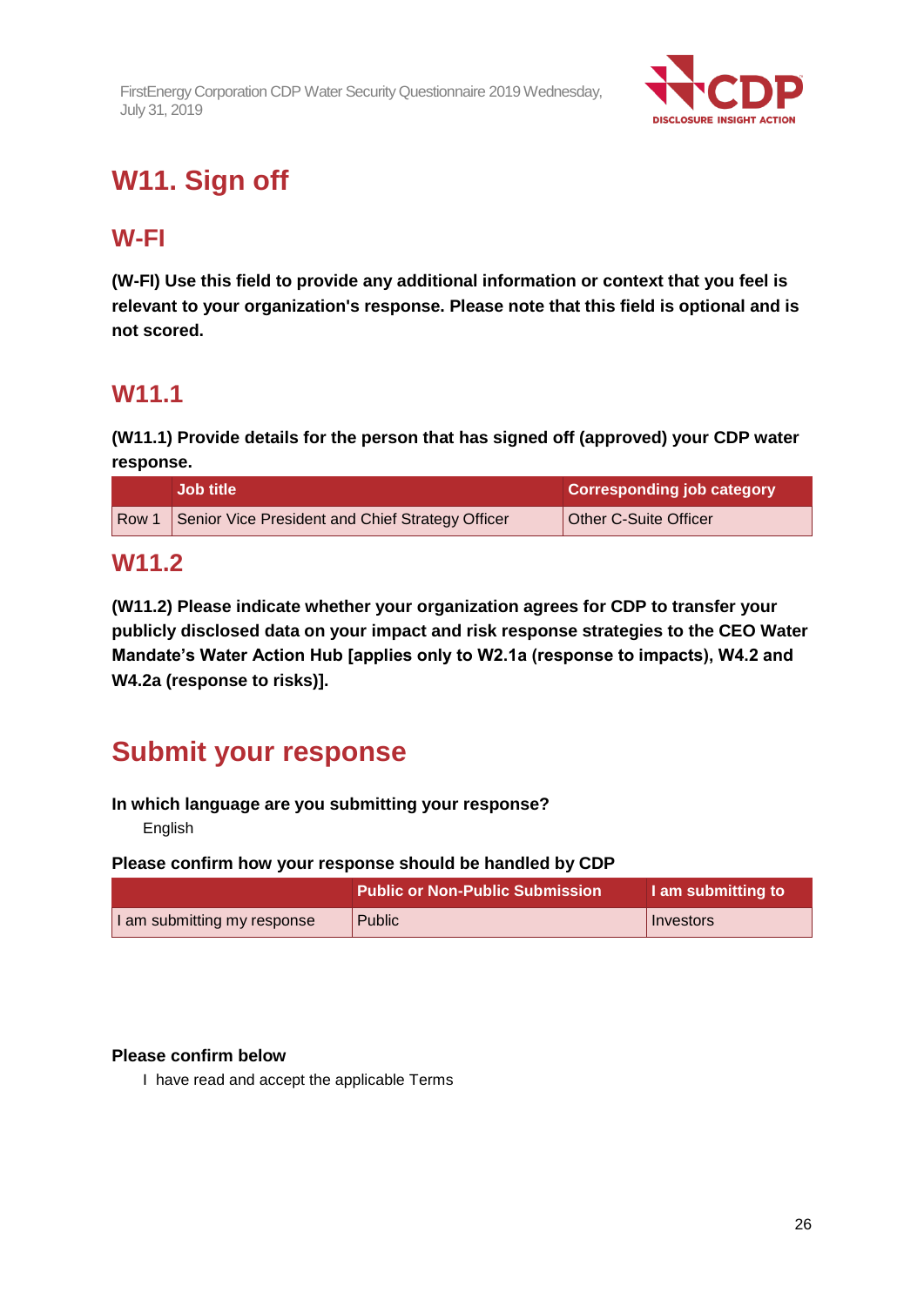# W11. Sign off

## W-FI

**(W-FI) Use this field to provide any additional information or context that you feel is relevant to your organization's response. Please note that this field is optional and is not scored.**

## W11.1

**(W11.1) Provide details for the person that has signed off (approved) your CDP water response.**

| | Job title | Corresponding job category |
|---|---|---|
| Row 1 | Senior Vice President and Chief Strategy Officer | Other C-Suite Officer |

## W11.2

**(W11.2) Please indicate whether your organization agrees for CDP to transfer your publicly disclosed data on your impact and risk response strategies to the CEO Water Mandate's Water Action Hub [applies only to W2.1a (response to impacts), W4.2 and W4.2a (response to risks)].**

# Submit your response

**In which language are you submitting your response?**

English

**Please confirm how your response should be handled by CDP**

| | Public or Non-Public Submission | I am submitting to |
|---|---|---|
| I am submitting my response | Public | Investors |

**Please confirm below**

I have read and accept the applicable Terms